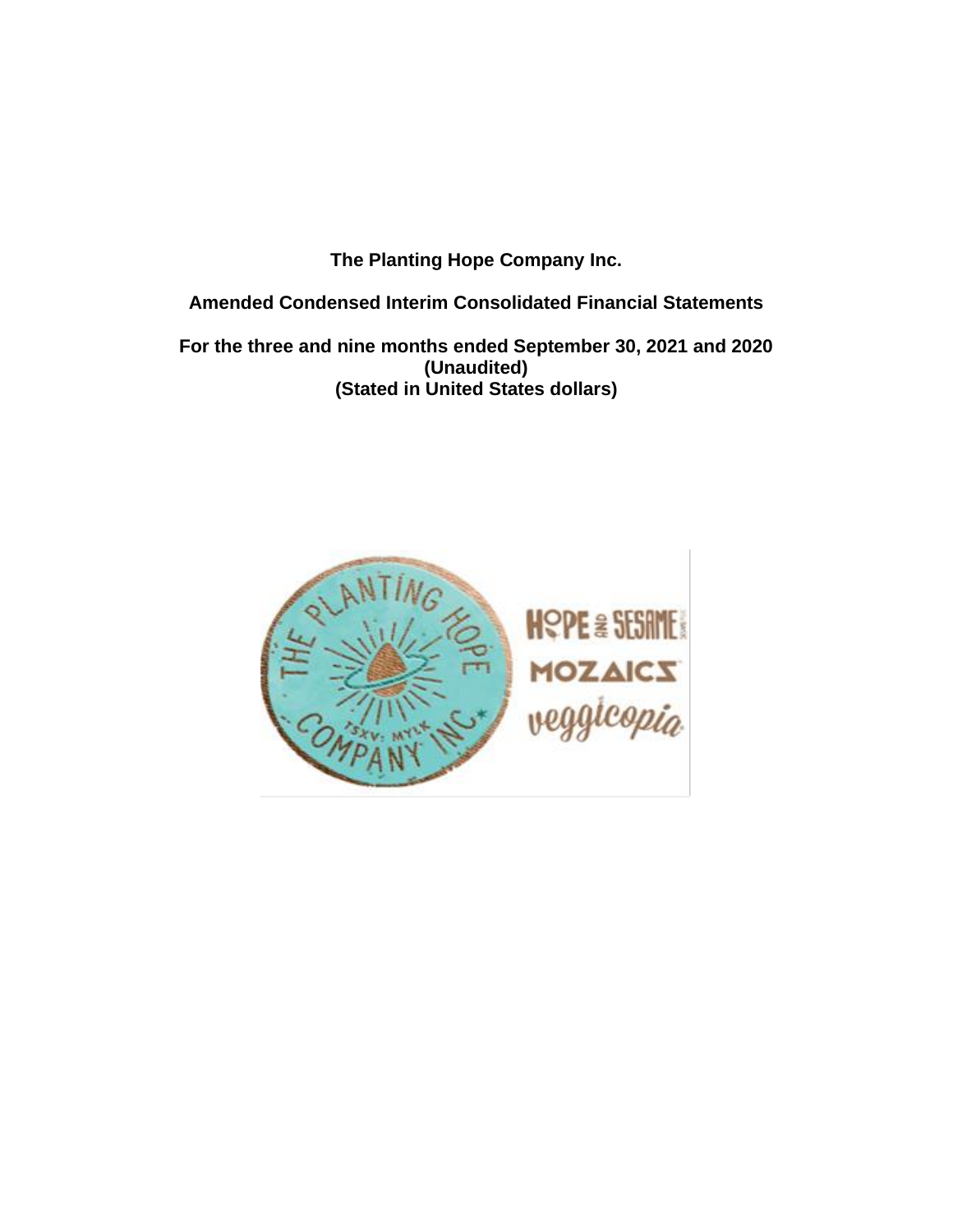**The Planting Hope Company Inc.**

**Amended Condensed Interim Consolidated Financial Statements**

**For the three and nine months ended September 30, 2021 and 2020**
**(Unaudited)**
**(Stated in United States dollars)**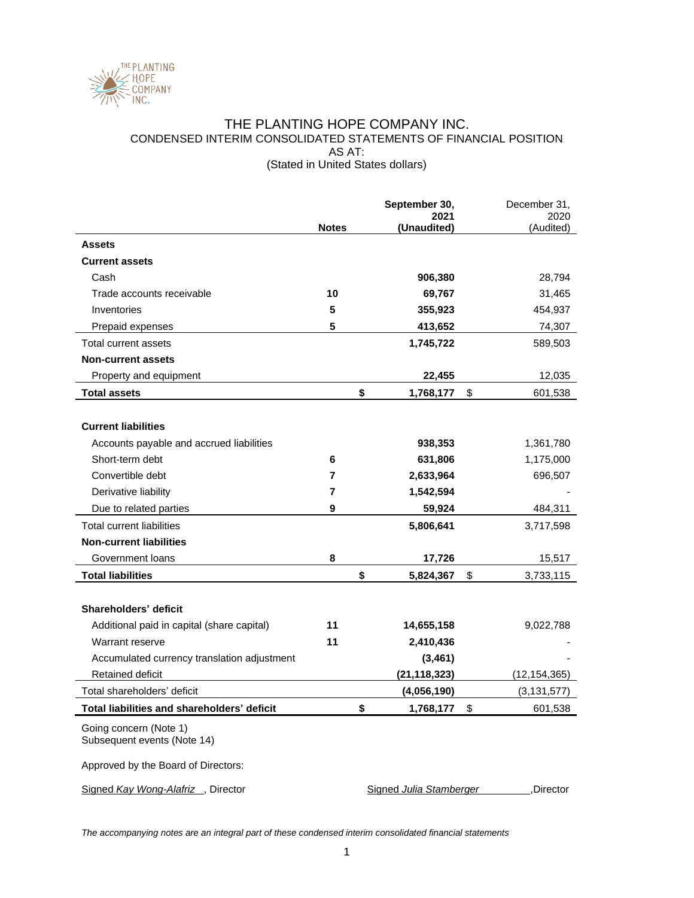# THE PLANTING HOPE COMPANY INC.

## CONDENSED INTERIM CONSOLIDATED STATEMENTS OF FINANCIAL POSITION

AS AT:

(Stated in United States dollars)

| | Notes | September 30, 2021 (Unaudited) | December 31, 2020 (Audited) |
|---|---|---|---|
| **Assets** | | | |
| **Current assets** | | | |
| Cash | | **906,380** | 28,794 |
| Trade accounts receivable | 10 | **69,767** | 31,465 |
| Inventories | 5 | **355,923** | 454,937 |
| Prepaid expenses | 5 | **413,652** | 74,307 |
| Total current assets | | **1,745,722** | 589,503 |
| **Non-current assets** | | | |
| Property and equipment | | **22,455** | 12,035 |
| **Total assets** | | **$ 1,768,177** | $ 601,538 |
| | | | |
| **Current liabilities** | | | |
| Accounts payable and accrued liabilities | | **938,353** | 1,361,780 |
| Short-term debt | 6 | **631,806** | 1,175,000 |
| Convertible debt | 7 | **2,633,964** | 696,507 |
| Derivative liability | 7 | **1,542,594** | - |
| Due to related parties | 9 | **59,924** | 484,311 |
| Total current liabilities | | **5,806,641** | 3,717,598 |
| **Non-current liabilities** | | | |
| Government loans | 8 | **17,726** | 15,517 |
| **Total liabilities** | | **$ 5,824,367** | $ 3,733,115 |
| | | | |
| **Shareholders' deficit** | | | |
| Additional paid in capital (share capital) | 11 | **14,655,158** | 9,022,788 |
| Warrant reserve | 11 | **2,410,436** | - |
| Accumulated currency translation adjustment | | **(3,461)** | - |
| Retained deficit | | **(21,118,323)** | (12,154,365) |
| Total shareholders' deficit | | **(4,056,190)** | (3,131,577) |
| **Total liabilities and shareholders' deficit** | | **$ 1,768,177** | $ 601,538 |

Going concern (Note 1)
Subsequent events (Note 14)

Approved by the Board of Directors:

Signed *Kay Wong-Alafriz*, Director        Signed *Julia Stamberger*, Director

*The accompanying notes are an integral part of these condensed interim consolidated financial statements*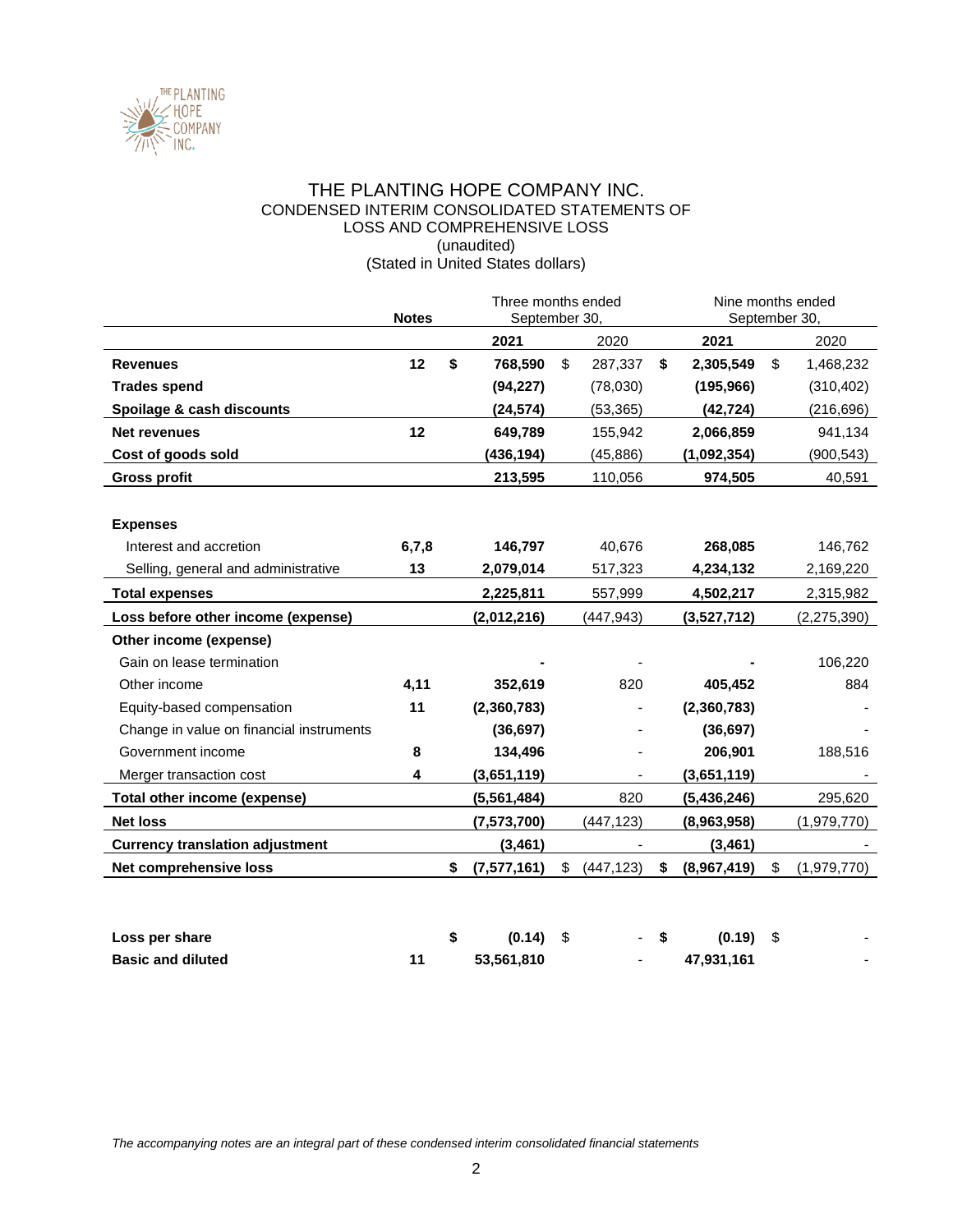# THE PLANTING HOPE COMPANY INC.
## CONDENSED INTERIM CONSOLIDATED STATEMENTS OF LOSS AND COMPREHENSIVE LOSS
(unaudited)
(Stated in United States dollars)

| | Notes | Three months ended September 30, | | Nine months ended September 30, | |
|---|---|---|---|---|---|
| | | **2021** | 2020 | **2021** | 2020 |
| **Revenues** | **12** | **$ 768,590** | $ 287,337 | **$ 2,305,549** | $ 1,468,232 |
| **Trades spend** | | **(94,227)** | (78,030) | **(195,966)** | (310,402) |
| **Spoilage & cash discounts** | | **(24,574)** | (53,365) | **(42,724)** | (216,696) |
| **Net revenues** | **12** | **649,789** | 155,942 | **2,066,859** | 941,134 |
| **Cost of goods sold** | | **(436,194)** | (45,886) | **(1,092,354)** | (900,543) |
| **Gross profit** | | **213,595** | 110,056 | **974,505** | 40,591 |
| | | | | | |
| **Expenses** | | | | | |
| Interest and accretion | **6,7,8** | **146,797** | 40,676 | **268,085** | 146,762 |
| Selling, general and administrative | **13** | **2,079,014** | 517,323 | **4,234,132** | 2,169,220 |
| **Total expenses** | | **2,225,811** | 557,999 | **4,502,217** | 2,315,982 |
| **Loss before other income (expense)** | | **(2,012,216)** | (447,943) | **(3,527,712)** | (2,275,390) |
| **Other income (expense)** | | | | | |
| Gain on lease termination | | **-** | - | **-** | 106,220 |
| Other income | **4,11** | **352,619** | 820 | **405,452** | 884 |
| Equity-based compensation | **11** | **(2,360,783)** | - | **(2,360,783)** | - |
| Change in value on financial instruments | | **(36,697)** | - | **(36,697)** | - |
| Government income | **8** | **134,496** | - | **206,901** | 188,516 |
| Merger transaction cost | **4** | **(3,651,119)** | - | **(3,651,119)** | - |
| **Total other income (expense)** | | **(5,561,484)** | 820 | **(5,436,246)** | 295,620 |
| **Net loss** | | **(7,573,700)** | (447,123) | **(8,963,958)** | (1,979,770) |
| **Currency translation adjustment** | | **(3,461)** | - | **(3,461)** | - |
| **Net comprehensive loss** | | **$ (7,577,161)** | $ (447,123) | **$ (8,967,419)** | $ (1,979,770) |
| | | | | | |
| **Loss per share** | | **$ (0.14)** | $ - | **$ (0.19)** | $ - |
| **Basic and diluted** | **11** | **53,561,810** | - | **47,931,161** | - |

*The accompanying notes are an integral part of these condensed interim consolidated financial statements*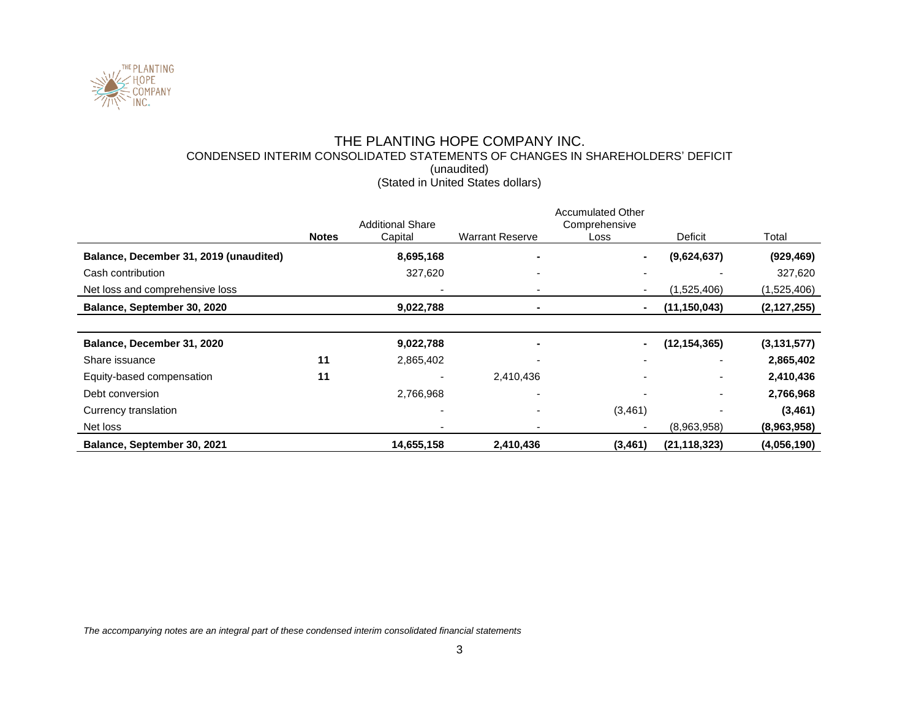# THE PLANTING HOPE COMPANY INC.

## CONDENSED INTERIM CONSOLIDATED STATEMENTS OF CHANGES IN SHAREHOLDERS' DEFICIT

(unaudited)

(Stated in United States dollars)

| | Notes | Additional Share Capital | Warrant Reserve | Accumulated Other Comprehensive Loss | Deficit | Total |
|---|---|---|---|---|---|---|
| **Balance, December 31, 2019 (unaudited)** | | **8,695,168** | **-** | **-** | **(9,624,637)** | **(929,469)** |
| Cash contribution | | 327,620 | - | - | - | 327,620 |
| Net loss and comprehensive loss | | - | - | - | (1,525,406) | (1,525,406) |
| **Balance, September 30, 2020** | | **9,022,788** | **-** | **-** | **(11,150,043)** | **(2,127,255)** |
| | | | | | | |
| **Balance, December 31, 2020** | | **9,022,788** | **-** | **-** | **(12,154,365)** | **(3,131,577)** |
| Share issuance | **11** | 2,865,402 | - | - | - | **2,865,402** |
| Equity-based compensation | **11** | - | 2,410,436 | - | - | **2,410,436** |
| Debt conversion | | 2,766,968 | - | - | - | **2,766,968** |
| Currency translation | | - | - | (3,461) | - | **(3,461)** |
| Net loss | | - | - | - | (8,963,958) | **(8,963,958)** |
| **Balance, September 30, 2021** | | **14,655,158** | **2,410,436** | **(3,461)** | **(21,118,323)** | **(4,056,190)** |

*The accompanying notes are an integral part of these condensed interim consolidated financial statements*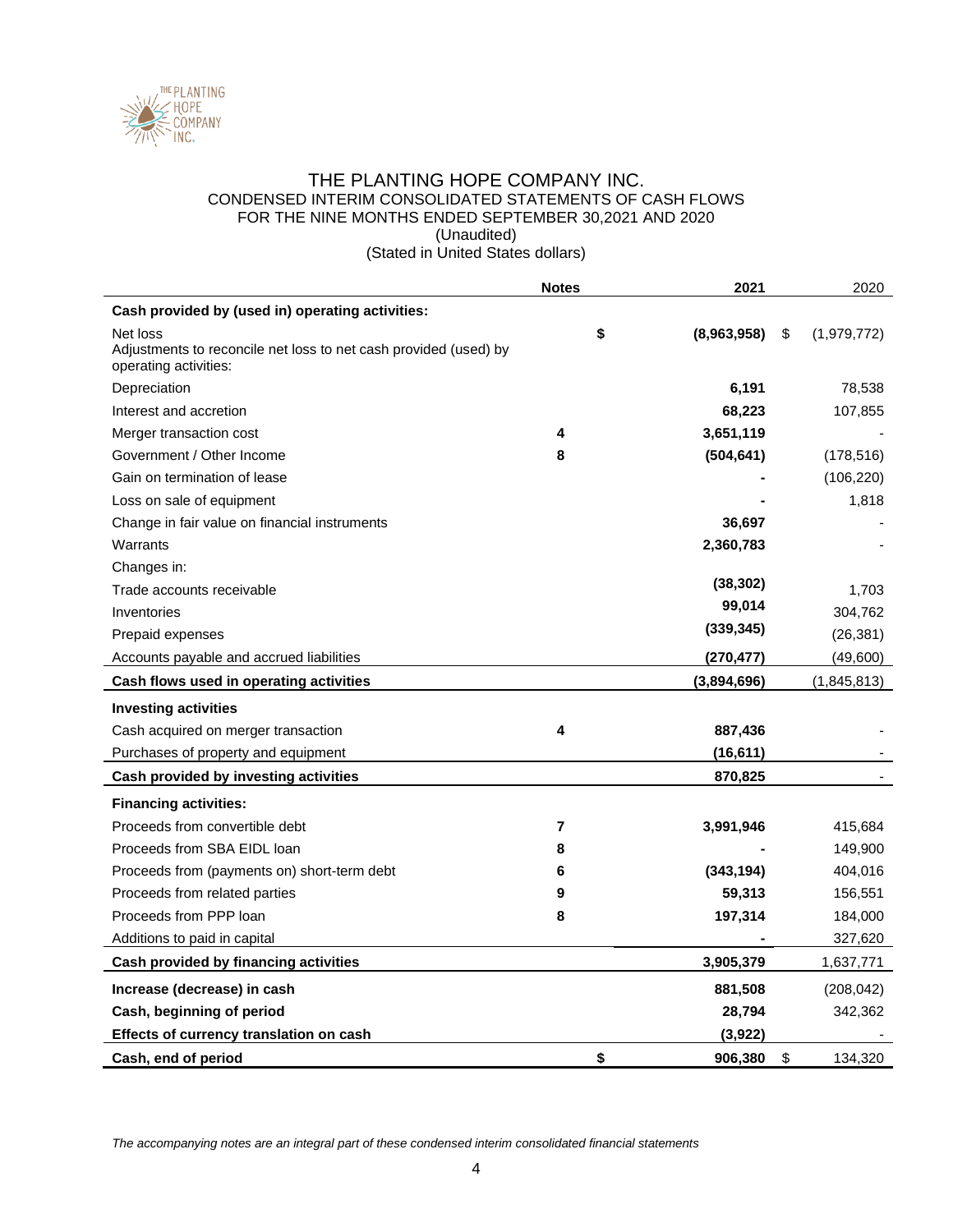# THE PLANTING HOPE COMPANY INC.

## CONDENSED INTERIM CONSOLIDATED STATEMENTS OF CASH FLOWS
## FOR THE NINE MONTHS ENDED SEPTEMBER 30,2021 AND 2020
(Unaudited)
(Stated in United States dollars)

| | Notes | 2021 | 2020 |
|---|---|---|---|
| **Cash provided by (used in) operating activities:** | | | |
| Net loss | | $ **(8,963,958)** | $ (1,979,772) |
| Adjustments to reconcile net loss to net cash provided (used) by operating activities: | | | |
| Depreciation | | **6,191** | 78,538 |
| Interest and accretion | | **68,223** | 107,855 |
| Merger transaction cost | **4** | **3,651,119** | - |
| Government / Other Income | **8** | **(504,641)** | (178,516) |
| Gain on termination of lease | | **-** | (106,220) |
| Loss on sale of equipment | | **-** | 1,818 |
| Change in fair value on financial instruments | | **36,697** | - |
| Warrants | | **2,360,783** | - |
| Changes in: | | | |
| Trade accounts receivable | | **(38,302)** | 1,703 |
| Inventories | | **99,014** | 304,762 |
| Prepaid expenses | | **(339,345)** | (26,381) |
| Accounts payable and accrued liabilities | | **(270,477)** | (49,600) |
| **Cash flows used in operating activities** | | **(3,894,696)** | (1,845,813) |
| **Investing activities** | | | |
| Cash acquired on merger transaction | **4** | **887,436** | - |
| Purchases of property and equipment | | **(16,611)** | - |
| **Cash provided by investing activities** | | **870,825** | - |
| **Financing activities:** | | | |
| Proceeds from convertible debt | **7** | **3,991,946** | 415,684 |
| Proceeds from SBA EIDL loan | **8** | **-** | 149,900 |
| Proceeds from (payments on) short-term debt | **6** | **(343,194)** | 404,016 |
| Proceeds from related parties | **9** | **59,313** | 156,551 |
| Proceeds from PPP loan | **8** | **197,314** | 184,000 |
| Additions to paid in capital | | **-** | 327,620 |
| **Cash provided by financing activities** | | **3,905,379** | 1,637,771 |
| **Increase (decrease) in cash** | | **881,508** | (208,042) |
| **Cash, beginning of period** | | **28,794** | 342,362 |
| **Effects of currency translation on cash** | | **(3,922)** | - |
| **Cash, end of period** | | $ **906,380** | $ 134,320 |

*The accompanying notes are an integral part of these condensed interim consolidated financial statements*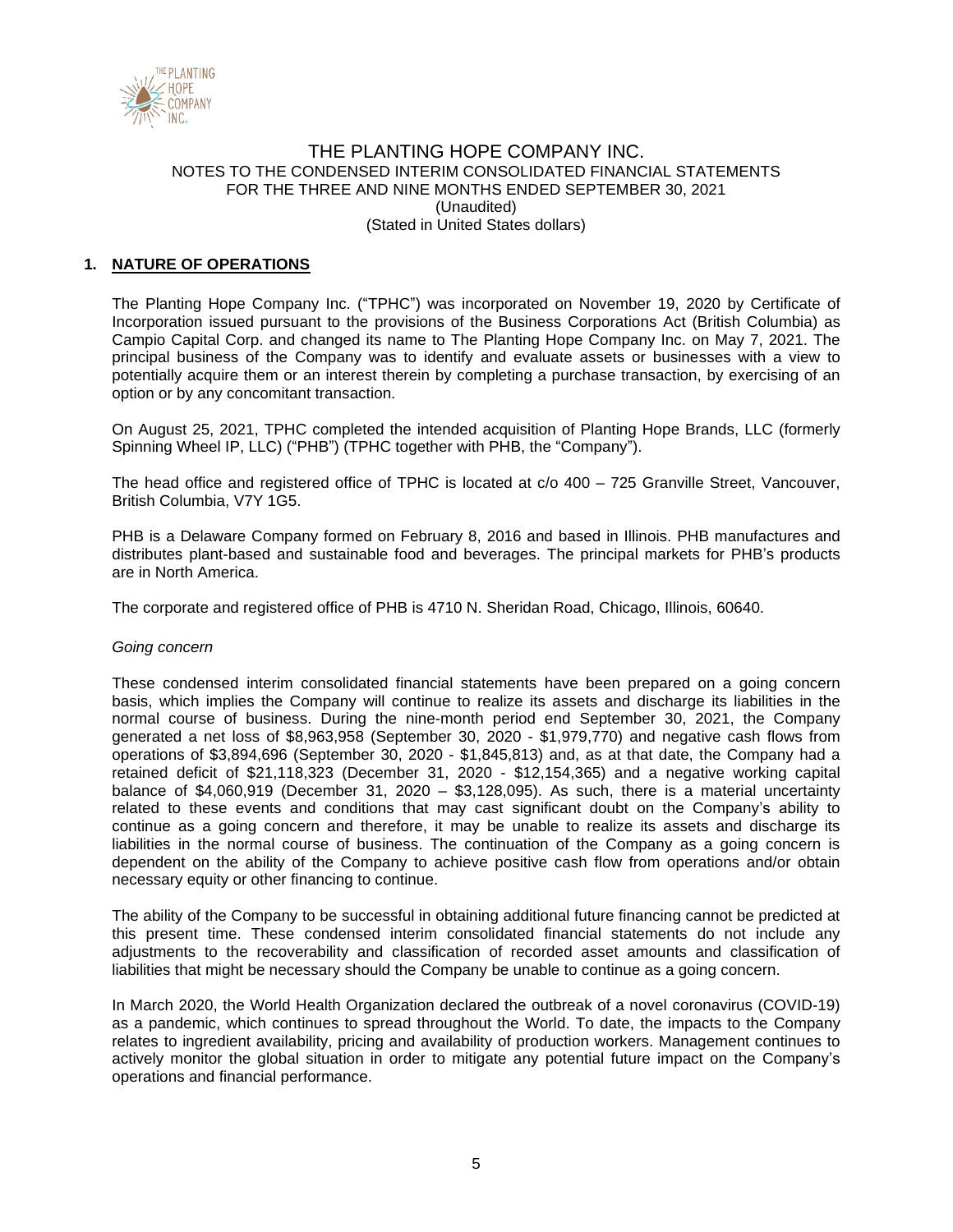# THE PLANTING HOPE COMPANY INC.

NOTES TO THE CONDENSED INTERIM CONSOLIDATED FINANCIAL STATEMENTS
FOR THE THREE AND NINE MONTHS ENDED SEPTEMBER 30, 2021
(Unaudited)
(Stated in United States dollars)

## 1. NATURE OF OPERATIONS

The Planting Hope Company Inc. ("TPHC") was incorporated on November 19, 2020 by Certificate of Incorporation issued pursuant to the provisions of the Business Corporations Act (British Columbia) as Campio Capital Corp. and changed its name to The Planting Hope Company Inc. on May 7, 2021. The principal business of the Company was to identify and evaluate assets or businesses with a view to potentially acquire them or an interest therein by completing a purchase transaction, by exercising of an option or by any concomitant transaction.

On August 25, 2021, TPHC completed the intended acquisition of Planting Hope Brands, LLC (formerly Spinning Wheel IP, LLC) ("PHB") (TPHC together with PHB, the "Company").

The head office and registered office of TPHC is located at c/o 400 – 725 Granville Street, Vancouver, British Columbia, V7Y 1G5.

PHB is a Delaware Company formed on February 8, 2016 and based in Illinois. PHB manufactures and distributes plant-based and sustainable food and beverages. The principal markets for PHB's products are in North America.

The corporate and registered office of PHB is 4710 N. Sheridan Road, Chicago, Illinois, 60640.

*Going concern*

These condensed interim consolidated financial statements have been prepared on a going concern basis, which implies the Company will continue to realize its assets and discharge its liabilities in the normal course of business. During the nine-month period end September 30, 2021, the Company generated a net loss of $8,963,958 (September 30, 2020 - $1,979,770) and negative cash flows from operations of $3,894,696 (September 30, 2020 - $1,845,813) and, as at that date, the Company had a retained deficit of $21,118,323 (December 31, 2020 - $12,154,365) and a negative working capital balance of $4,060,919 (December 31, 2020 – $3,128,095). As such, there is a material uncertainty related to these events and conditions that may cast significant doubt on the Company's ability to continue as a going concern and therefore, it may be unable to realize its assets and discharge its liabilities in the normal course of business. The continuation of the Company as a going concern is dependent on the ability of the Company to achieve positive cash flow from operations and/or obtain necessary equity or other financing to continue.

The ability of the Company to be successful in obtaining additional future financing cannot be predicted at this present time. These condensed interim consolidated financial statements do not include any adjustments to the recoverability and classification of recorded asset amounts and classification of liabilities that might be necessary should the Company be unable to continue as a going concern.

In March 2020, the World Health Organization declared the outbreak of a novel coronavirus (COVID-19) as a pandemic, which continues to spread throughout the World. To date, the impacts to the Company relates to ingredient availability, pricing and availability of production workers. Management continues to actively monitor the global situation in order to mitigate any potential future impact on the Company's operations and financial performance.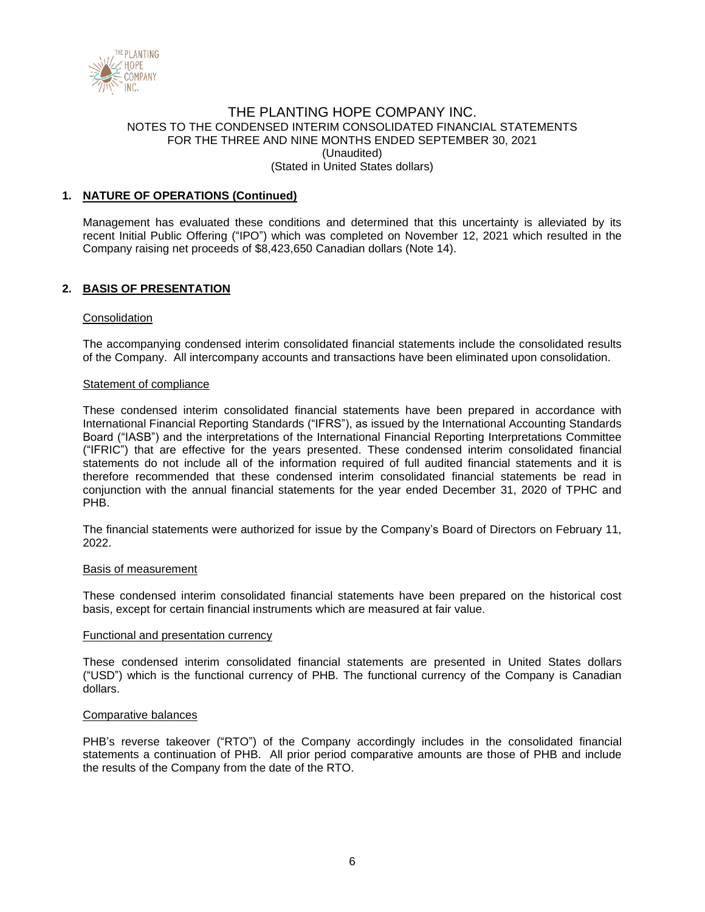## 1. NATURE OF OPERATIONS (Continued)

Management has evaluated these conditions and determined that this uncertainty is alleviated by its recent Initial Public Offering ("IPO") which was completed on November 12, 2021 which resulted in the Company raising net proceeds of $8,423,650 Canadian dollars (Note 14).

## 2. BASIS OF PRESENTATION

### Consolidation

The accompanying condensed interim consolidated financial statements include the consolidated results of the Company. All intercompany accounts and transactions have been eliminated upon consolidation.

### Statement of compliance

These condensed interim consolidated financial statements have been prepared in accordance with International Financial Reporting Standards ("IFRS"), as issued by the International Accounting Standards Board ("IASB") and the interpretations of the International Financial Reporting Interpretations Committee ("IFRIC") that are effective for the years presented. These condensed interim consolidated financial statements do not include all of the information required of full audited financial statements and it is therefore recommended that these condensed interim consolidated financial statements be read in conjunction with the annual financial statements for the year ended December 31, 2020 of TPHC and PHB.

The financial statements were authorized for issue by the Company's Board of Directors on February 11, 2022.

### Basis of measurement

These condensed interim consolidated financial statements have been prepared on the historical cost basis, except for certain financial instruments which are measured at fair value.

### Functional and presentation currency

These condensed interim consolidated financial statements are presented in United States dollars ("USD") which is the functional currency of PHB. The functional currency of the Company is Canadian dollars.

### Comparative balances

PHB's reverse takeover ("RTO") of the Company accordingly includes in the consolidated financial statements a continuation of PHB. All prior period comparative amounts are those of PHB and include the results of the Company from the date of the RTO.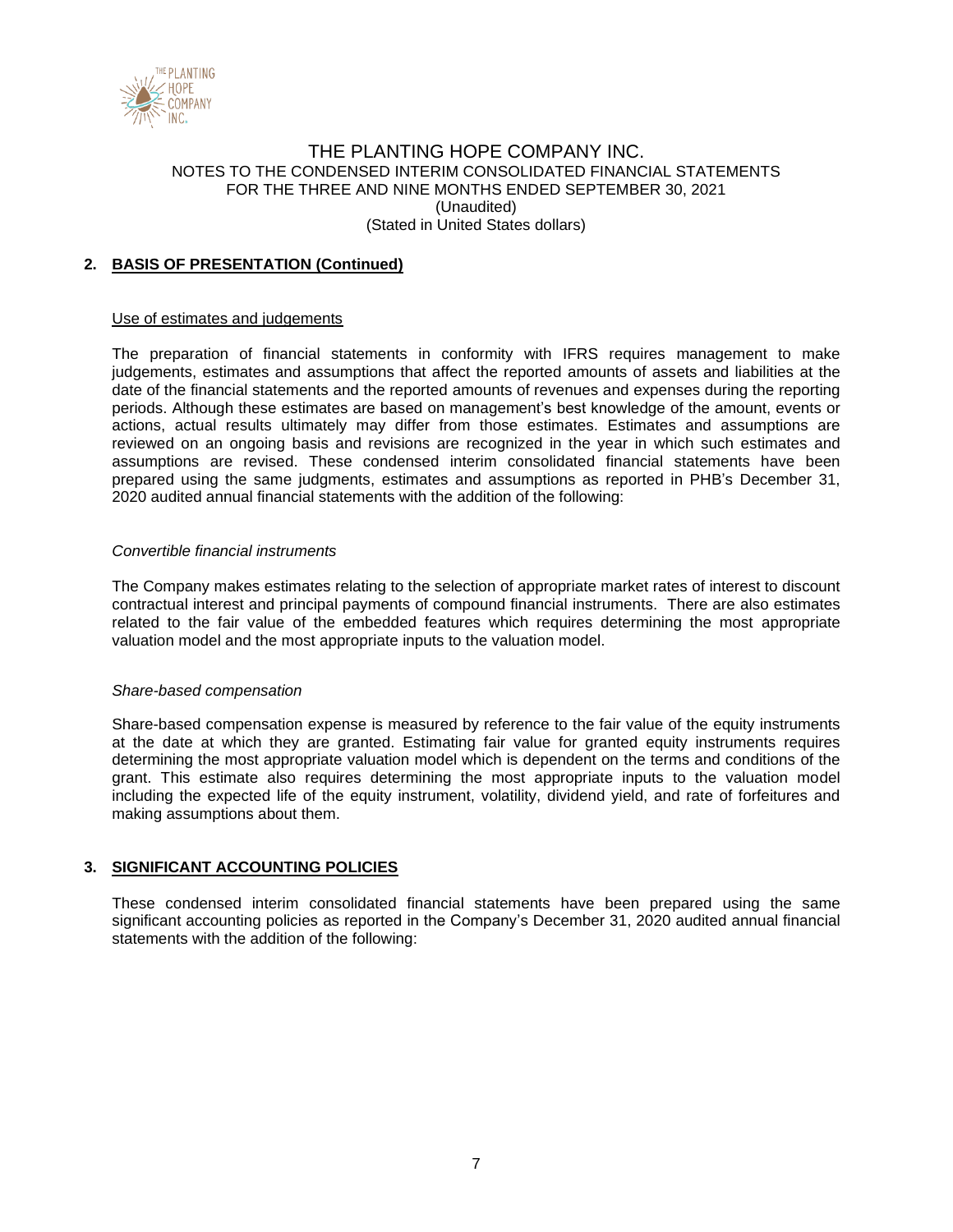## 2. BASIS OF PRESENTATION (Continued)

### Use of estimates and judgements

The preparation of financial statements in conformity with IFRS requires management to make judgements, estimates and assumptions that affect the reported amounts of assets and liabilities at the date of the financial statements and the reported amounts of revenues and expenses during the reporting periods. Although these estimates are based on management's best knowledge of the amount, events or actions, actual results ultimately may differ from those estimates. Estimates and assumptions are reviewed on an ongoing basis and revisions are recognized in the year in which such estimates and assumptions are revised. These condensed interim consolidated financial statements have been prepared using the same judgments, estimates and assumptions as reported in PHB's December 31, 2020 audited annual financial statements with the addition of the following:

*Convertible financial instruments*

The Company makes estimates relating to the selection of appropriate market rates of interest to discount contractual interest and principal payments of compound financial instruments. There are also estimates related to the fair value of the embedded features which requires determining the most appropriate valuation model and the most appropriate inputs to the valuation model.

*Share-based compensation*

Share-based compensation expense is measured by reference to the fair value of the equity instruments at the date at which they are granted. Estimating fair value for granted equity instruments requires determining the most appropriate valuation model which is dependent on the terms and conditions of the grant. This estimate also requires determining the most appropriate inputs to the valuation model including the expected life of the equity instrument, volatility, dividend yield, and rate of forfeitures and making assumptions about them.

## 3. SIGNIFICANT ACCOUNTING POLICIES

These condensed interim consolidated financial statements have been prepared using the same significant accounting policies as reported in the Company's December 31, 2020 audited annual financial statements with the addition of the following: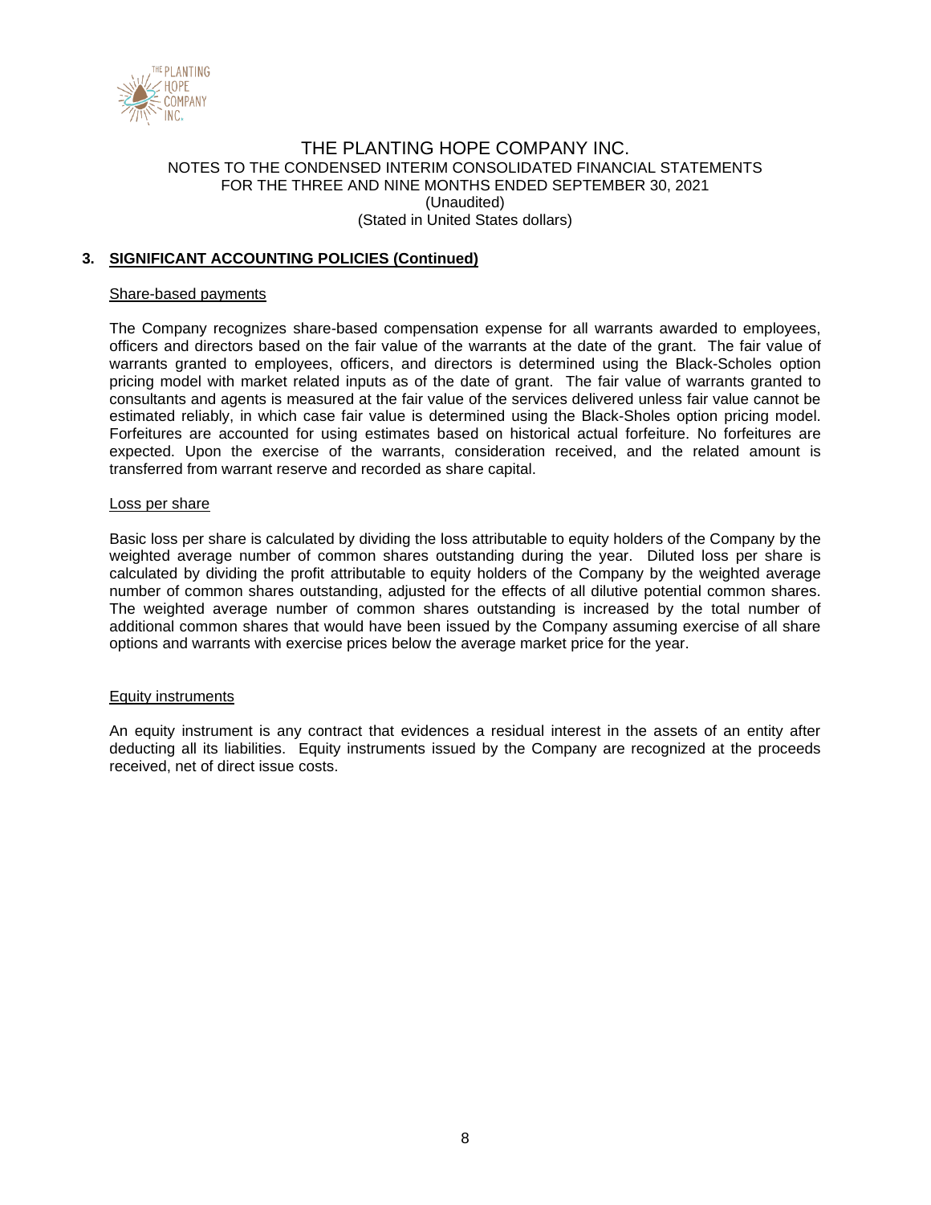# THE PLANTING HOPE COMPANY INC.
NOTES TO THE CONDENSED INTERIM CONSOLIDATED FINANCIAL STATEMENTS
FOR THE THREE AND NINE MONTHS ENDED SEPTEMBER 30, 2021
(Unaudited)
(Stated in United States dollars)

## 3. SIGNIFICANT ACCOUNTING POLICIES (Continued)

### Share-based payments

The Company recognizes share-based compensation expense for all warrants awarded to employees, officers and directors based on the fair value of the warrants at the date of the grant. The fair value of warrants granted to employees, officers, and directors is determined using the Black-Scholes option pricing model with market related inputs as of the date of grant. The fair value of warrants granted to consultants and agents is measured at the fair value of the services delivered unless fair value cannot be estimated reliably, in which case fair value is determined using the Black-Sholes option pricing model. Forfeitures are accounted for using estimates based on historical actual forfeiture. No forfeitures are expected. Upon the exercise of the warrants, consideration received, and the related amount is transferred from warrant reserve and recorded as share capital.

### Loss per share

Basic loss per share is calculated by dividing the loss attributable to equity holders of the Company by the weighted average number of common shares outstanding during the year. Diluted loss per share is calculated by dividing the profit attributable to equity holders of the Company by the weighted average number of common shares outstanding, adjusted for the effects of all dilutive potential common shares. The weighted average number of common shares outstanding is increased by the total number of additional common shares that would have been issued by the Company assuming exercise of all share options and warrants with exercise prices below the average market price for the year.

### Equity instruments

An equity instrument is any contract that evidences a residual interest in the assets of an entity after deducting all its liabilities. Equity instruments issued by the Company are recognized at the proceeds received, net of direct issue costs.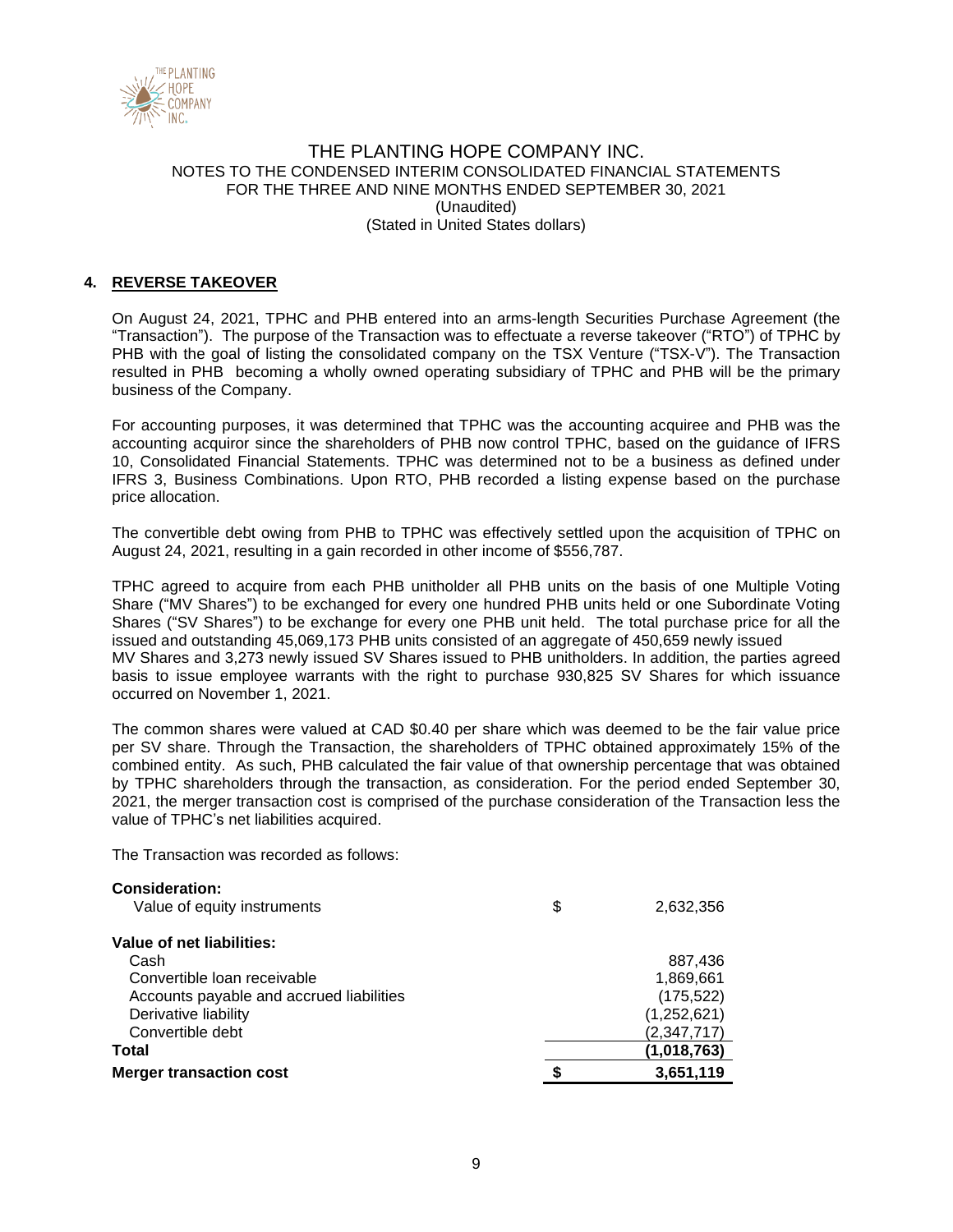# THE PLANTING HOPE COMPANY INC.

NOTES TO THE CONDENSED INTERIM CONSOLIDATED FINANCIAL STATEMENTS
FOR THE THREE AND NINE MONTHS ENDED SEPTEMBER 30, 2021
(Unaudited)
(Stated in United States dollars)

## 4. REVERSE TAKEOVER

On August 24, 2021, TPHC and PHB entered into an arms-length Securities Purchase Agreement (the "Transaction"). The purpose of the Transaction was to effectuate a reverse takeover ("RTO") of TPHC by PHB with the goal of listing the consolidated company on the TSX Venture ("TSX-V"). The Transaction resulted in PHB becoming a wholly owned operating subsidiary of TPHC and PHB will be the primary business of the Company.

For accounting purposes, it was determined that TPHC was the accounting acquiree and PHB was the accounting acquiror since the shareholders of PHB now control TPHC, based on the guidance of IFRS 10, Consolidated Financial Statements. TPHC was determined not to be a business as defined under IFRS 3, Business Combinations. Upon RTO, PHB recorded a listing expense based on the purchase price allocation.

The convertible debt owing from PHB to TPHC was effectively settled upon the acquisition of TPHC on August 24, 2021, resulting in a gain recorded in other income of $556,787.

TPHC agreed to acquire from each PHB unitholder all PHB units on the basis of one Multiple Voting Share ("MV Shares") to be exchanged for every one hundred PHB units held or one Subordinate Voting Shares ("SV Shares") to be exchange for every one PHB unit held. The total purchase price for all the issued and outstanding 45,069,173 PHB units consisted of an aggregate of 450,659 newly issued MV Shares and 3,273 newly issued SV Shares issued to PHB unitholders. In addition, the parties agreed basis to issue employee warrants with the right to purchase 930,825 SV Shares for which issuance occurred on November 1, 2021.

The common shares were valued at CAD $0.40 per share which was deemed to be the fair value price per SV share. Through the Transaction, the shareholders of TPHC obtained approximately 15% of the combined entity. As such, PHB calculated the fair value of that ownership percentage that was obtained by TPHC shareholders through the transaction, as consideration. For the period ended September 30, 2021, the merger transaction cost is comprised of the purchase consideration of the Transaction less the value of TPHC's net liabilities acquired.

The Transaction was recorded as follows:

| | | |
|---|---|---|
| **Consideration:** | | |
| Value of equity instruments | $ | 2,632,356 |
| **Value of net liabilities:** | | |
| Cash | | 887,436 |
| Convertible loan receivable | | 1,869,661 |
| Accounts payable and accrued liabilities | | (175,522) |
| Derivative liability | | (1,252,621) |
| Convertible debt | | (2,347,717) |
| **Total** | | **(1,018,763)** |
| **Merger transaction cost** | **$** | **3,651,119** |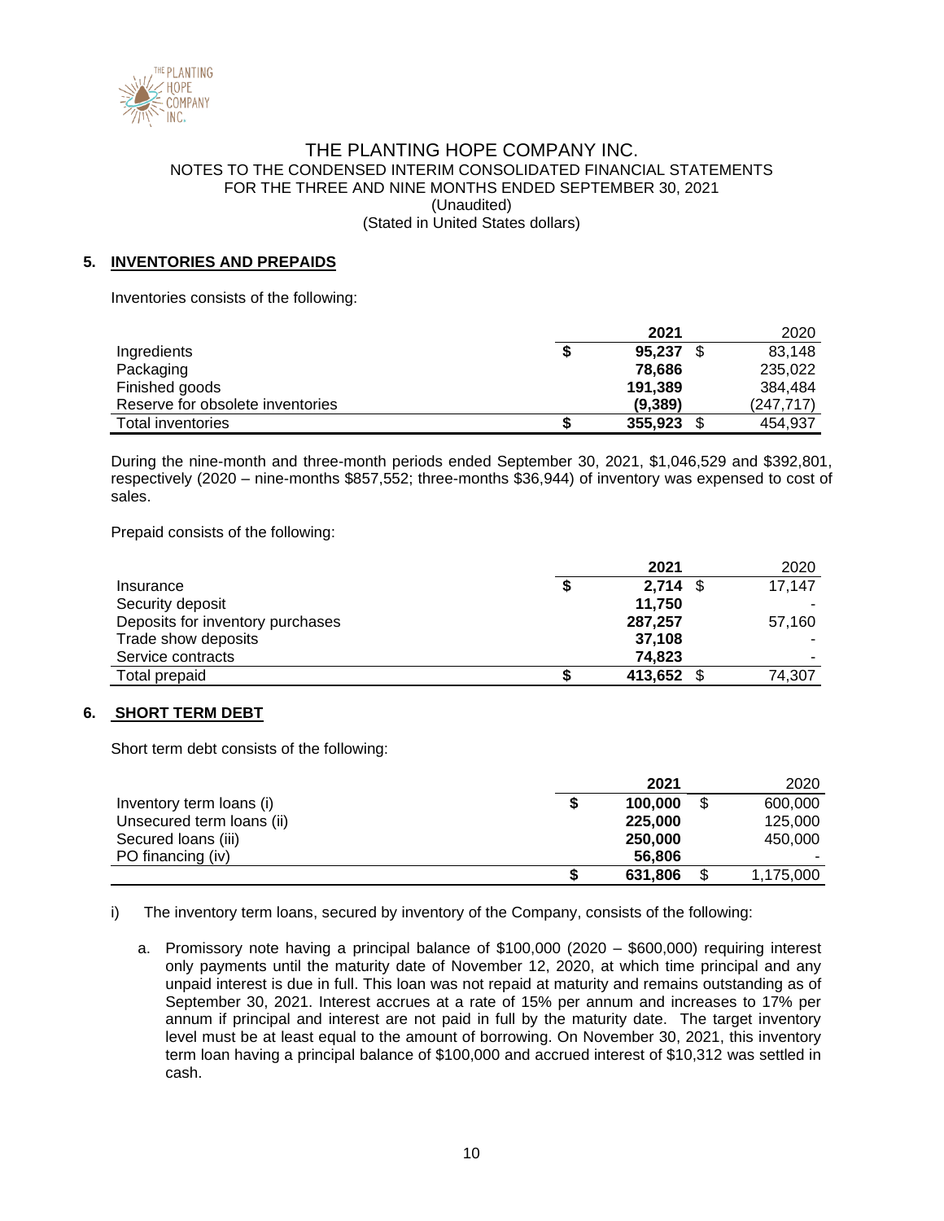THE PLANTING HOPE COMPANY INC.
NOTES TO THE CONDENSED INTERIM CONSOLIDATED FINANCIAL STATEMENTS
FOR THE THREE AND NINE MONTHS ENDED SEPTEMBER 30, 2021
(Unaudited)
(Stated in United States dollars)

## 5. INVENTORIES AND PREPAIDS

Inventories consists of the following:

| | **2021** | 2020 |
|---|---|---|
| Ingredients | **$ 95,237** | $ 83,148 |
| Packaging | **78,686** | 235,022 |
| Finished goods | **191,389** | 384,484 |
| Reserve for obsolete inventories | **(9,389)** | (247,717) |
| Total inventories | **$ 355,923** | $ 454,937 |

During the nine-month and three-month periods ended September 30, 2021, $1,046,529 and $392,801, respectively (2020 – nine-months $857,552; three-months $36,944) of inventory was expensed to cost of sales.

Prepaid consists of the following:

| | **2021** | 2020 |
|---|---|---|
| Insurance | **$ 2,714** | $ 17,147 |
| Security deposit | **11,750** | - |
| Deposits for inventory purchases | **287,257** | 57,160 |
| Trade show deposits | **37,108** | - |
| Service contracts | **74,823** | - |
| Total prepaid | **$ 413,652** | $ 74,307 |

## 6. SHORT TERM DEBT

Short term debt consists of the following:

| | **2021** | 2020 |
|---|---|---|
| Inventory term loans (i) | **$ 100,000** | $ 600,000 |
| Unsecured term loans (ii) | **225,000** | 125,000 |
| Secured loans (iii) | **250,000** | 450,000 |
| PO financing (iv) | **56,806** | - |
| | **$ 631,806** | $ 1,175,000 |

i) The inventory term loans, secured by inventory of the Company, consists of the following:

   a. Promissory note having a principal balance of $100,000 (2020 – $600,000) requiring interest only payments until the maturity date of November 12, 2020, at which time principal and any unpaid interest is due in full. This loan was not repaid at maturity and remains outstanding as of September 30, 2021. Interest accrues at a rate of 15% per annum and increases to 17% per annum if principal and interest are not paid in full by the maturity date. The target inventory level must be at least equal to the amount of borrowing. On November 30, 2021, this inventory term loan having a principal balance of $100,000 and accrued interest of $10,312 was settled in cash.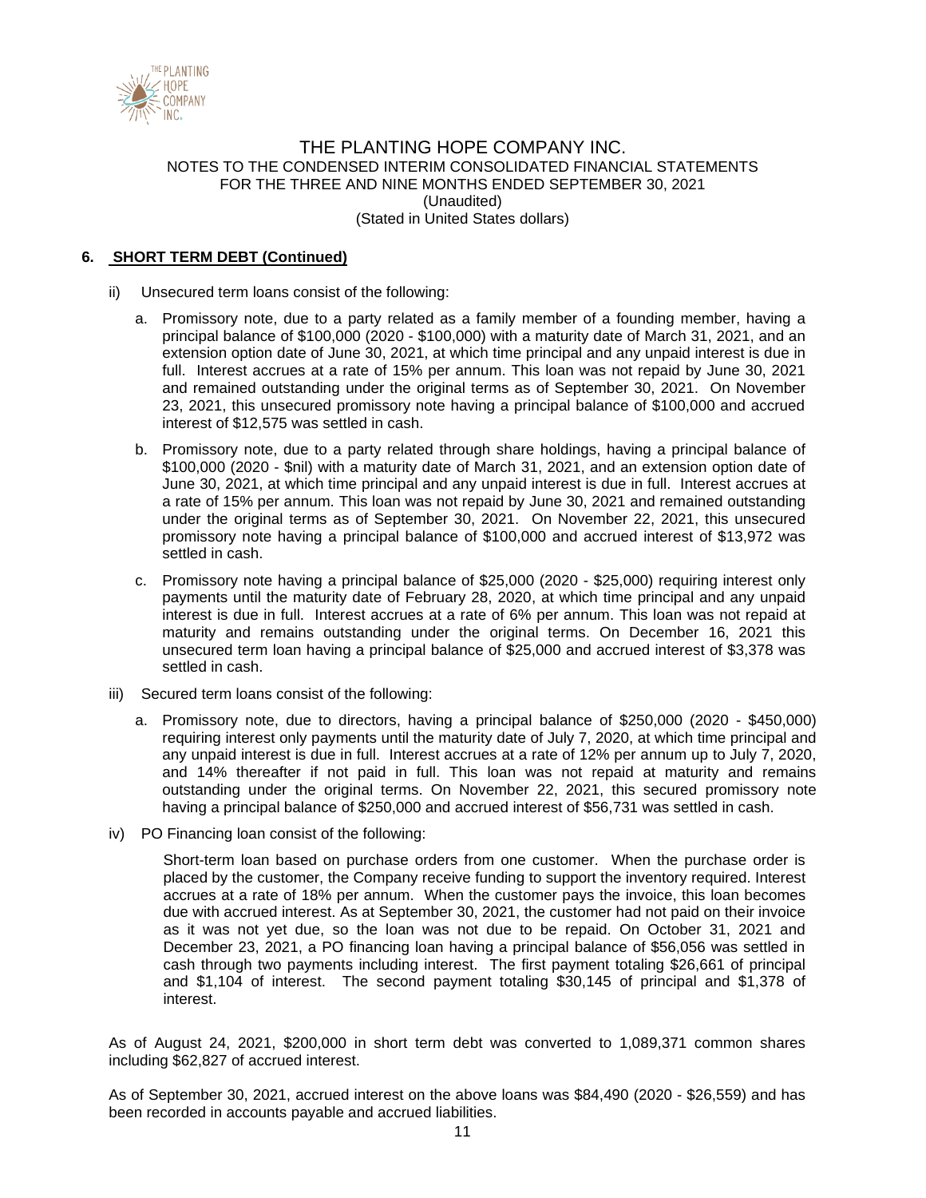## 6. SHORT TERM DEBT (Continued)

ii) Unsecured term loans consist of the following:

a. Promissory note, due to a party related as a family member of a founding member, having a principal balance of $100,000 (2020 - $100,000) with a maturity date of March 31, 2021, and an extension option date of June 30, 2021, at which time principal and any unpaid interest is due in full. Interest accrues at a rate of 15% per annum. This loan was not repaid by June 30, 2021 and remained outstanding under the original terms as of September 30, 2021. On November 23, 2021, this unsecured promissory note having a principal balance of $100,000 and accrued interest of $12,575 was settled in cash.

b. Promissory note, due to a party related through share holdings, having a principal balance of $100,000 (2020 - $nil) with a maturity date of March 31, 2021, and an extension option date of June 30, 2021, at which time principal and any unpaid interest is due in full. Interest accrues at a rate of 15% per annum. This loan was not repaid by June 30, 2021 and remained outstanding under the original terms as of September 30, 2021. On November 22, 2021, this unsecured promissory note having a principal balance of $100,000 and accrued interest of $13,972 was settled in cash.

c. Promissory note having a principal balance of $25,000 (2020 - $25,000) requiring interest only payments until the maturity date of February 28, 2020, at which time principal and any unpaid interest is due in full. Interest accrues at a rate of 6% per annum. This loan was not repaid at maturity and remains outstanding under the original terms. On December 16, 2021 this unsecured term loan having a principal balance of $25,000 and accrued interest of $3,378 was settled in cash.

iii) Secured term loans consist of the following:

a. Promissory note, due to directors, having a principal balance of $250,000 (2020 - $450,000) requiring interest only payments until the maturity date of July 7, 2020, at which time principal and any unpaid interest is due in full. Interest accrues at a rate of 12% per annum up to July 7, 2020, and 14% thereafter if not paid in full. This loan was not repaid at maturity and remains outstanding under the original terms. On November 22, 2021, this secured promissory note having a principal balance of $250,000 and accrued interest of $56,731 was settled in cash.

iv) PO Financing loan consist of the following:

Short-term loan based on purchase orders from one customer. When the purchase order is placed by the customer, the Company receive funding to support the inventory required. Interest accrues at a rate of 18% per annum. When the customer pays the invoice, this loan becomes due with accrued interest. As at September 30, 2021, the customer had not paid on their invoice as it was not yet due, so the loan was not due to be repaid. On October 31, 2021 and December 23, 2021, a PO financing loan having a principal balance of $56,056 was settled in cash through two payments including interest. The first payment totaling $26,661 of principal and $1,104 of interest. The second payment totaling $30,145 of principal and $1,378 of interest.

As of August 24, 2021, $200,000 in short term debt was converted to 1,089,371 common shares including $62,827 of accrued interest.

As of September 30, 2021, accrued interest on the above loans was $84,490 (2020 - $26,559) and has been recorded in accounts payable and accrued liabilities.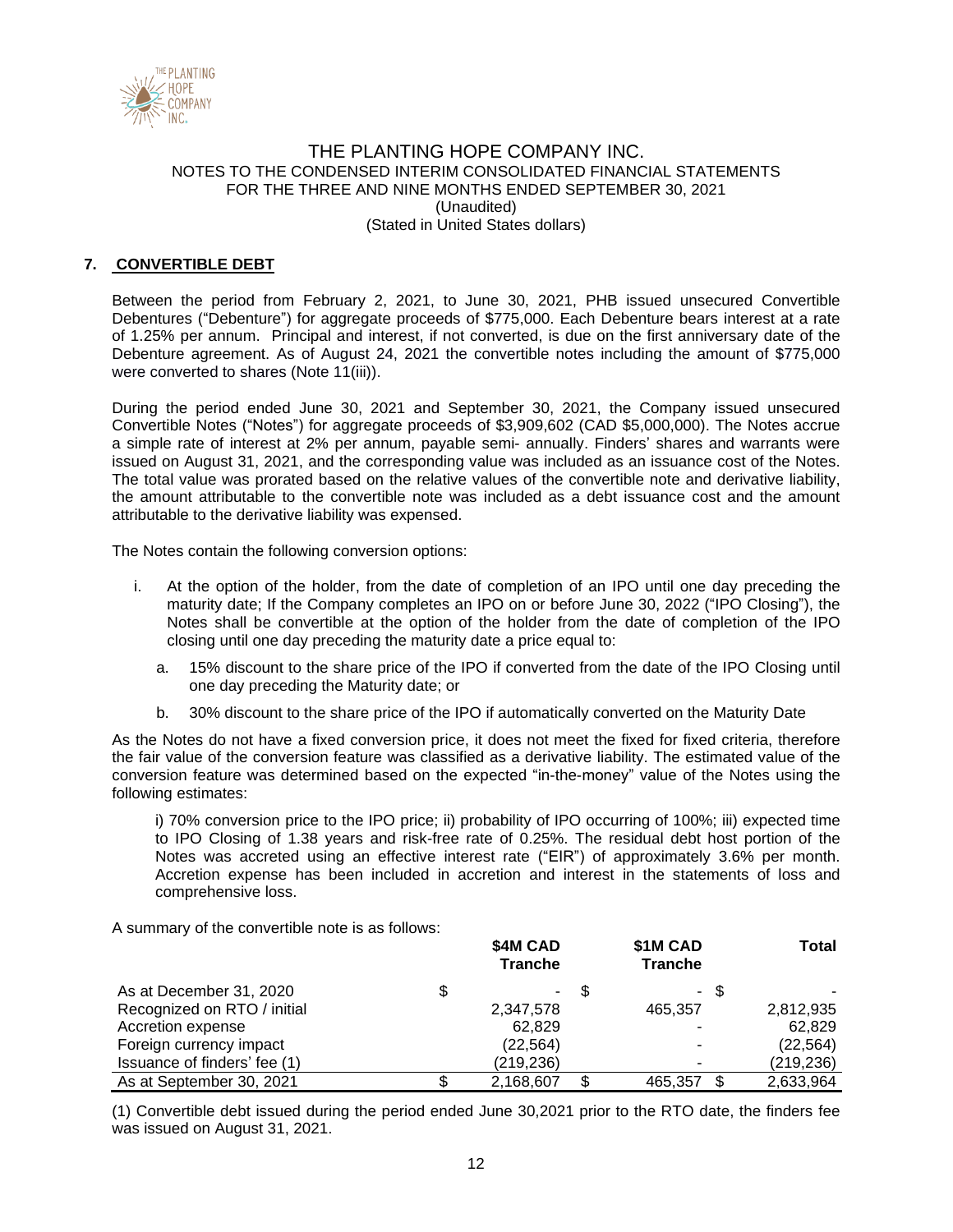## 7. CONVERTIBLE DEBT

Between the period from February 2, 2021, to June 30, 2021, PHB issued unsecured Convertible Debentures ("Debenture") for aggregate proceeds of $775,000. Each Debenture bears interest at a rate of 1.25% per annum. Principal and interest, if not converted, is due on the first anniversary date of the Debenture agreement. As of August 24, 2021 the convertible notes including the amount of $775,000 were converted to shares (Note 11(iii)).

During the period ended June 30, 2021 and September 30, 2021, the Company issued unsecured Convertible Notes ("Notes") for aggregate proceeds of $3,909,602 (CAD $5,000,000). The Notes accrue a simple rate of interest at 2% per annum, payable semi- annually. Finders' shares and warrants were issued on August 31, 2021, and the corresponding value was included as an issuance cost of the Notes. The total value was prorated based on the relative values of the convertible note and derivative liability, the amount attributable to the convertible note was included as a debt issuance cost and the amount attributable to the derivative liability was expensed.

The Notes contain the following conversion options:

i. At the option of the holder, from the date of completion of an IPO until one day preceding the maturity date; If the Company completes an IPO on or before June 30, 2022 ("IPO Closing"), the Notes shall be convertible at the option of the holder from the date of completion of the IPO closing until one day preceding the maturity date a price equal to:

   a. 15% discount to the share price of the IPO if converted from the date of the IPO Closing until one day preceding the Maturity date; or

   b. 30% discount to the share price of the IPO if automatically converted on the Maturity Date

As the Notes do not have a fixed conversion price, it does not meet the fixed for fixed criteria, therefore the fair value of the conversion feature was classified as a derivative liability. The estimated value of the conversion feature was determined based on the expected "in-the-money" value of the Notes using the following estimates:

> i) 70% conversion price to the IPO price; ii) probability of IPO occurring of 100%; iii) expected time to IPO Closing of 1.38 years and risk-free rate of 0.25%. The residual debt host portion of the Notes was accreted using an effective interest rate ("EIR") of approximately 3.6% per month. Accretion expense has been included in accretion and interest in the statements of loss and comprehensive loss.

A summary of the convertible note is as follows:

| | $4M CAD Tranche | $1M CAD Tranche | Total |
|---|---|---|---|
| As at December 31, 2020 | $ - | $ - | $ - |
| Recognized on RTO / initial | 2,347,578 | 465,357 | 2,812,935 |
| Accretion expense | 62,829 | - | 62,829 |
| Foreign currency impact | (22,564) | - | (22,564) |
| Issuance of finders' fee (1) | (219,236) | - | (219,236) |
| As at September 30, 2021 | $ 2,168,607 | $ 465,357 | $ 2,633,964 |

(1) Convertible debt issued during the period ended June 30,2021 prior to the RTO date, the finders fee was issued on August 31, 2021.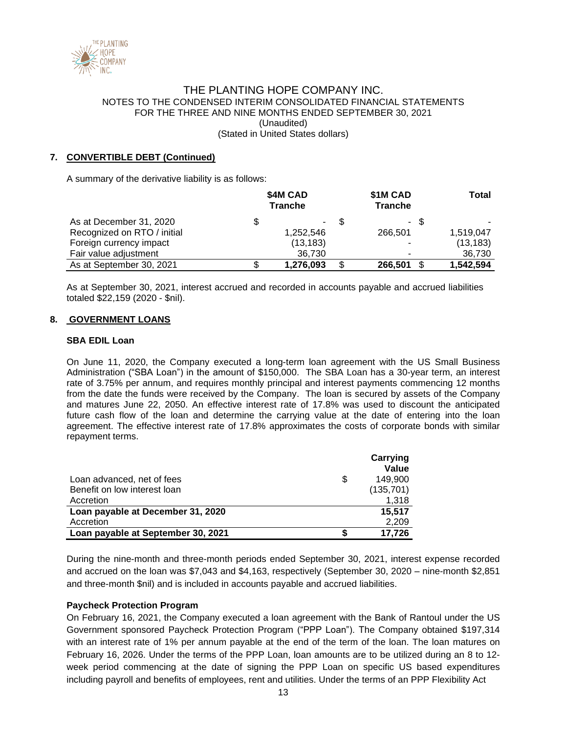## 7. CONVERTIBLE DEBT (Continued)

A summary of the derivative liability is as follows:

| | $4M CAD Tranche | $1M CAD Tranche | Total |
|---|---|---|---|
| As at December 31, 2020 | $ - | $ - | $ - |
| Recognized on RTO / initial | 1,252,546 | 266,501 | 1,519,047 |
| Foreign currency impact | (13,183) | - | (13,183) |
| Fair value adjustment | 36,730 | - | 36,730 |
| As at September 30, 2021 | $ **1,276,093** | $ **266,501** | $ **1,542,594** |

As at September 30, 2021, interest accrued and recorded in accounts payable and accrued liabilities totaled $22,159 (2020 - $nil).

## 8. GOVERNMENT LOANS

### SBA EDIL Loan

On June 11, 2020, the Company executed a long-term loan agreement with the US Small Business Administration ("SBA Loan") in the amount of $150,000. The SBA Loan has a 30-year term, an interest rate of 3.75% per annum, and requires monthly principal and interest payments commencing 12 months from the date the funds were received by the Company. The loan is secured by assets of the Company and matures June 22, 2050. An effective interest rate of 17.8% was used to discount the anticipated future cash flow of the loan and determine the carrying value at the date of entering into the loan agreement. The effective interest rate of 17.8% approximates the costs of corporate bonds with similar repayment terms.

| | Carrying Value |
|---|---|
| Loan advanced, net of fees | $ 149,900 |
| Benefit on low interest loan | (135,701) |
| Accretion | 1,318 |
| **Loan payable at December 31, 2020** | **15,517** |
| Accretion | 2,209 |
| **Loan payable at September 30, 2021** | **$ 17,726** |

During the nine-month and three-month periods ended September 30, 2021, interest expense recorded and accrued on the loan was $7,043 and $4,163, respectively (September 30, 2020 – nine-month $2,851 and three-month $nil) and is included in accounts payable and accrued liabilities.

### Paycheck Protection Program

On February 16, 2021, the Company executed a loan agreement with the Bank of Rantoul under the US Government sponsored Paycheck Protection Program ("PPP Loan"). The Company obtained $197,314 with an interest rate of 1% per annum payable at the end of the term of the loan. The loan matures on February 16, 2026. Under the terms of the PPP Loan, loan amounts are to be utilized during an 8 to 12-week period commencing at the date of signing the PPP Loan on specific US based expenditures including payroll and benefits of employees, rent and utilities. Under the terms of an PPP Flexibility Act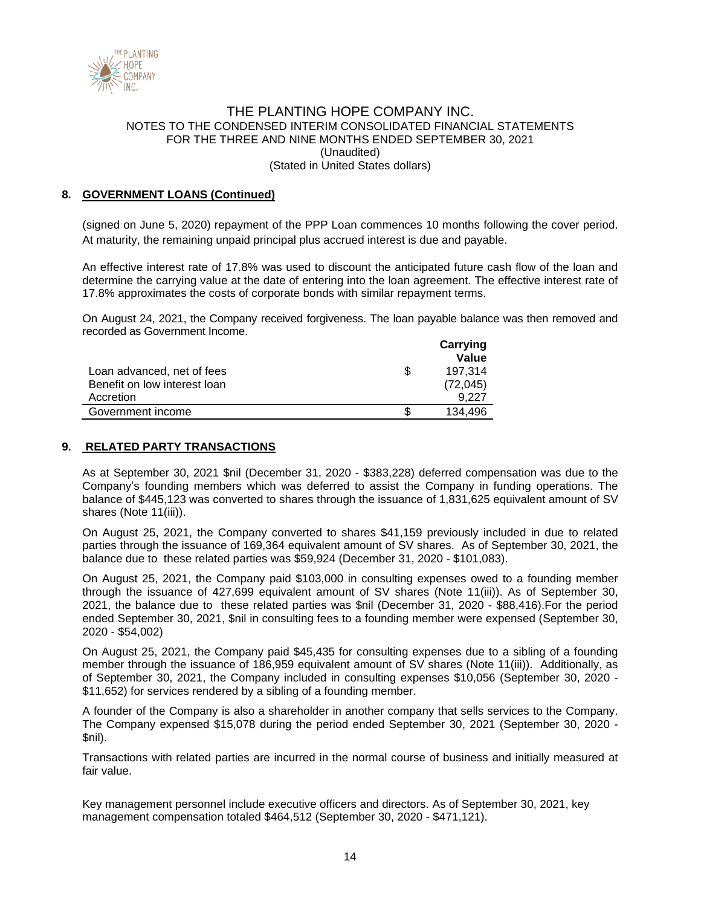## 8. GOVERNMENT LOANS (Continued)

(signed on June 5, 2020) repayment of the PPP Loan commences 10 months following the cover period. At maturity, the remaining unpaid principal plus accrued interest is due and payable.

An effective interest rate of 17.8% was used to discount the anticipated future cash flow of the loan and determine the carrying value at the date of entering into the loan agreement. The effective interest rate of 17.8% approximates the costs of corporate bonds with similar repayment terms.

On August 24, 2021, the Company received forgiveness. The loan payable balance was then removed and recorded as Government Income.

| | | Carrying Value |
|---|---|---|
| Loan advanced, net of fees | $ | 197,314 |
| Benefit on low interest loan | | (72,045) |
| Accretion | | 9,227 |
| Government income | $ | 134,496 |

## 9. RELATED PARTY TRANSACTIONS

As at September 30, 2021 $nil (December 31, 2020 - $383,228) deferred compensation was due to the Company's founding members which was deferred to assist the Company in funding operations. The balance of $445,123 was converted to shares through the issuance of 1,831,625 equivalent amount of SV shares (Note 11(iii)).

On August 25, 2021, the Company converted to shares $41,159 previously included in due to related parties through the issuance of 169,364 equivalent amount of SV shares. As of September 30, 2021, the balance due to these related parties was $59,924 (December 31, 2020 - $101,083).

On August 25, 2021, the Company paid $103,000 in consulting expenses owed to a founding member through the issuance of 427,699 equivalent amount of SV shares (Note 11(iii)). As of September 30, 2021, the balance due to these related parties was $nil (December 31, 2020 - $88,416).For the period ended September 30, 2021, $nil in consulting fees to a founding member were expensed (September 30, 2020 - $54,002)

On August 25, 2021, the Company paid $45,435 for consulting expenses due to a sibling of a founding member through the issuance of 186,959 equivalent amount of SV shares (Note 11(iii)). Additionally, as of September 30, 2021, the Company included in consulting expenses $10,056 (September 30, 2020 - $11,652) for services rendered by a sibling of a founding member.

A founder of the Company is also a shareholder in another company that sells services to the Company. The Company expensed $15,078 during the period ended September 30, 2021 (September 30, 2020 - $nil).

Transactions with related parties are incurred in the normal course of business and initially measured at fair value.

Key management personnel include executive officers and directors. As of September 30, 2021, key management compensation totaled $464,512 (September 30, 2020 - $471,121).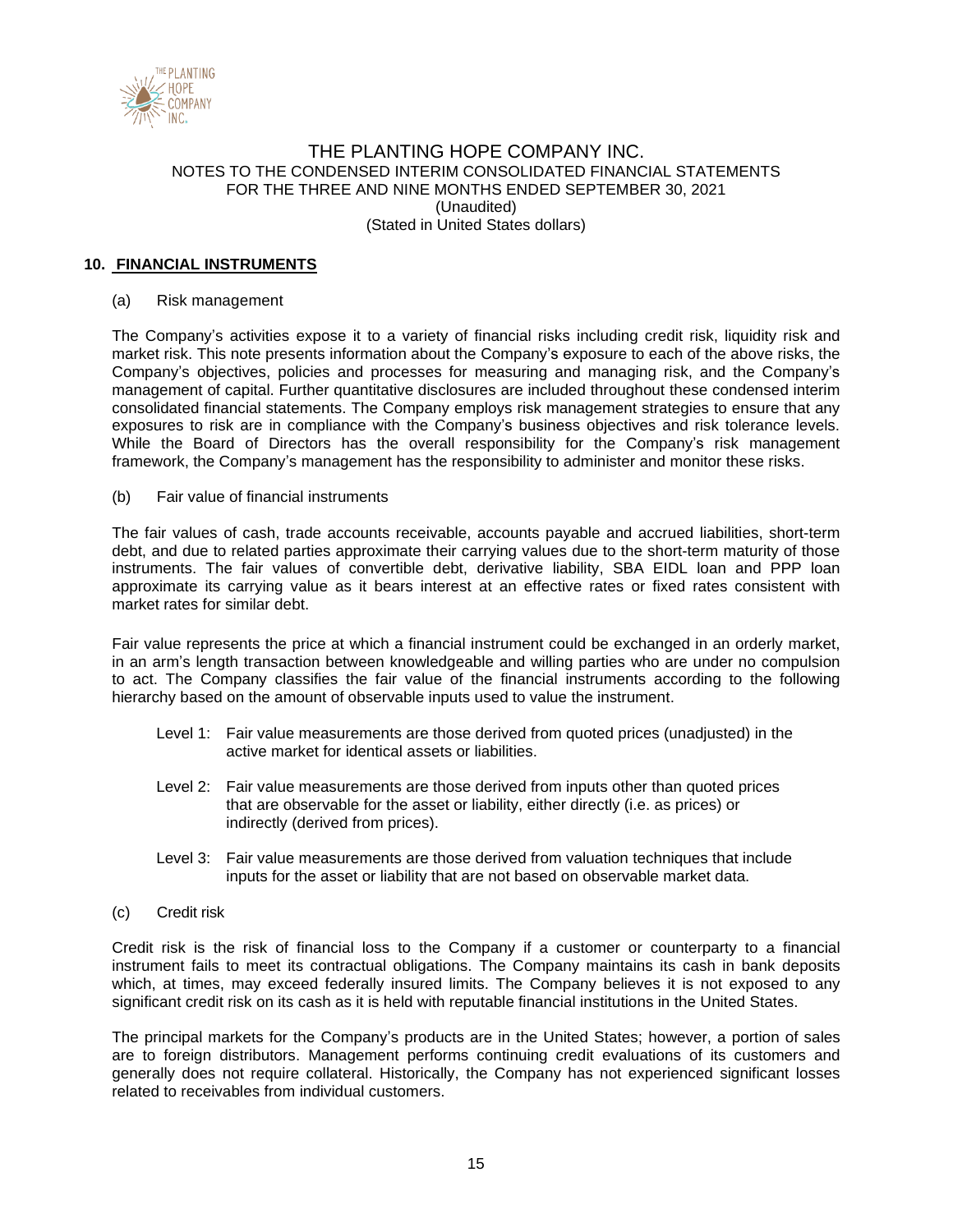## 10. FINANCIAL INSTRUMENTS

(a) Risk management

The Company's activities expose it to a variety of financial risks including credit risk, liquidity risk and market risk. This note presents information about the Company's exposure to each of the above risks, the Company's objectives, policies and processes for measuring and managing risk, and the Company's management of capital. Further quantitative disclosures are included throughout these condensed interim consolidated financial statements. The Company employs risk management strategies to ensure that any exposures to risk are in compliance with the Company's business objectives and risk tolerance levels. While the Board of Directors has the overall responsibility for the Company's risk management framework, the Company's management has the responsibility to administer and monitor these risks.

(b) Fair value of financial instruments

The fair values of cash, trade accounts receivable, accounts payable and accrued liabilities, short-term debt, and due to related parties approximate their carrying values due to the short-term maturity of those instruments. The fair values of convertible debt, derivative liability, SBA EIDL loan and PPP loan approximate its carrying value as it bears interest at an effective rates or fixed rates consistent with market rates for similar debt.

Fair value represents the price at which a financial instrument could be exchanged in an orderly market, in an arm's length transaction between knowledgeable and willing parties who are under no compulsion to act. The Company classifies the fair value of the financial instruments according to the following hierarchy based on the amount of observable inputs used to value the instrument.

Level 1: Fair value measurements are those derived from quoted prices (unadjusted) in the active market for identical assets or liabilities.

Level 2: Fair value measurements are those derived from inputs other than quoted prices that are observable for the asset or liability, either directly (i.e. as prices) or indirectly (derived from prices).

Level 3: Fair value measurements are those derived from valuation techniques that include inputs for the asset or liability that are not based on observable market data.

(c) Credit risk

Credit risk is the risk of financial loss to the Company if a customer or counterparty to a financial instrument fails to meet its contractual obligations. The Company maintains its cash in bank deposits which, at times, may exceed federally insured limits. The Company believes it is not exposed to any significant credit risk on its cash as it is held with reputable financial institutions in the United States.

The principal markets for the Company's products are in the United States; however, a portion of sales are to foreign distributors. Management performs continuing credit evaluations of its customers and generally does not require collateral. Historically, the Company has not experienced significant losses related to receivables from individual customers.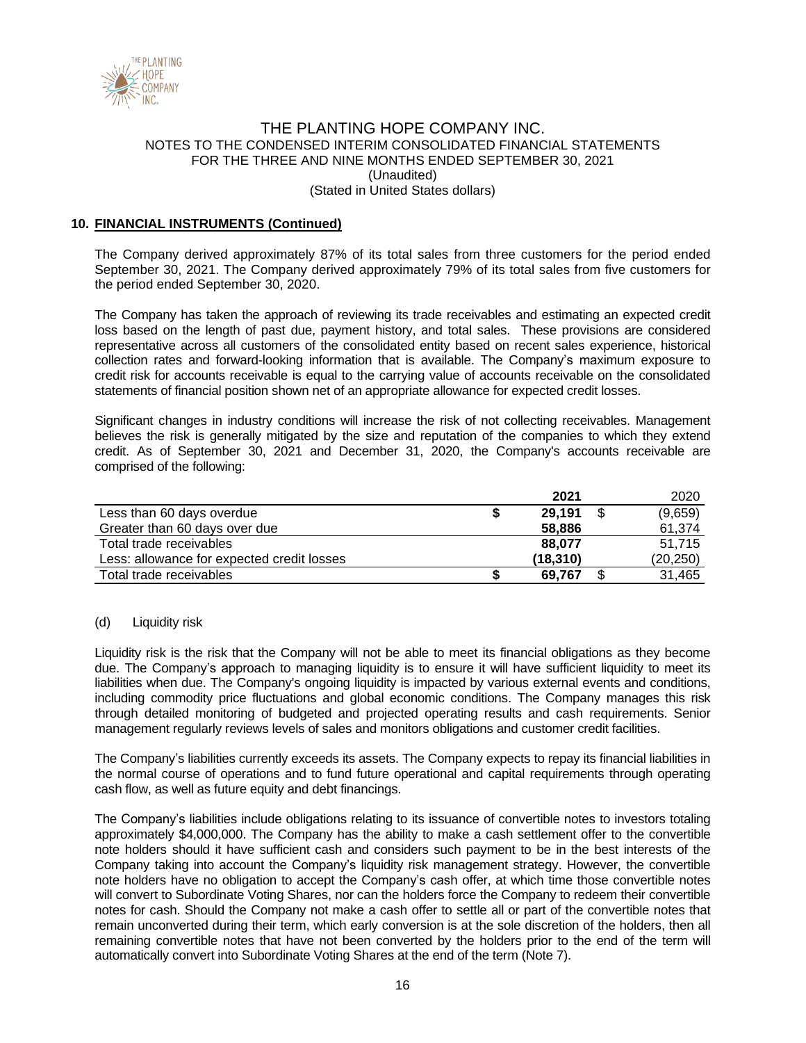## 10. FINANCIAL INSTRUMENTS (Continued)

The Company derived approximately 87% of its total sales from three customers for the period ended September 30, 2021. The Company derived approximately 79% of its total sales from five customers for the period ended September 30, 2020.

The Company has taken the approach of reviewing its trade receivables and estimating an expected credit loss based on the length of past due, payment history, and total sales. These provisions are considered representative across all customers of the consolidated entity based on recent sales experience, historical collection rates and forward-looking information that is available. The Company's maximum exposure to credit risk for accounts receivable is equal to the carrying value of accounts receivable on the consolidated statements of financial position shown net of an appropriate allowance for expected credit losses.

Significant changes in industry conditions will increase the risk of not collecting receivables. Management believes the risk is generally mitigated by the size and reputation of the companies to which they extend credit. As of September 30, 2021 and December 31, 2020, the Company's accounts receivable are comprised of the following:

| | 2021 | 2020 |
|---|---|---|
| Less than 60 days overdue | **$ 29,191** | $ (9,659) |
| Greater than 60 days over due | **58,886** | 61,374 |
| Total trade receivables | **88,077** | 51,715 |
| Less: allowance for expected credit losses | **(18,310)** | (20,250) |
| Total trade receivables | **$ 69,767** | $ 31,465 |

(d) Liquidity risk

Liquidity risk is the risk that the Company will not be able to meet its financial obligations as they become due. The Company's approach to managing liquidity is to ensure it will have sufficient liquidity to meet its liabilities when due. The Company's ongoing liquidity is impacted by various external events and conditions, including commodity price fluctuations and global economic conditions. The Company manages this risk through detailed monitoring of budgeted and projected operating results and cash requirements. Senior management regularly reviews levels of sales and monitors obligations and customer credit facilities.

The Company's liabilities currently exceeds its assets. The Company expects to repay its financial liabilities in the normal course of operations and to fund future operational and capital requirements through operating cash flow, as well as future equity and debt financings.

The Company's liabilities include obligations relating to its issuance of convertible notes to investors totaling approximately $4,000,000. The Company has the ability to make a cash settlement offer to the convertible note holders should it have sufficient cash and considers such payment to be in the best interests of the Company taking into account the Company's liquidity risk management strategy. However, the convertible note holders have no obligation to accept the Company's cash offer, at which time those convertible notes will convert to Subordinate Voting Shares, nor can the holders force the Company to redeem their convertible notes for cash. Should the Company not make a cash offer to settle all or part of the convertible notes that remain unconverted during their term, which early conversion is at the sole discretion of the holders, then all remaining convertible notes that have not been converted by the holders prior to the end of the term will automatically convert into Subordinate Voting Shares at the end of the term (Note 7).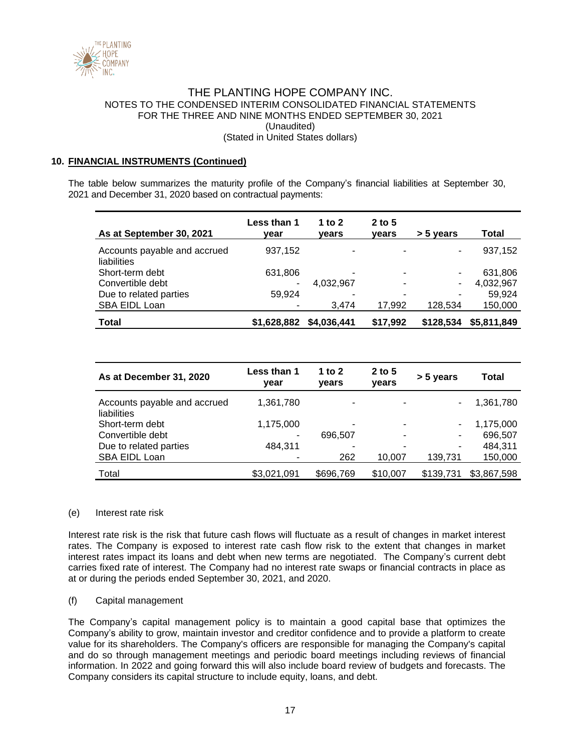## 10. FINANCIAL INSTRUMENTS (Continued)

The table below summarizes the maturity profile of the Company's financial liabilities at September 30, 2021 and December 31, 2020 based on contractual payments:

| As at September 30, 2021 | Less than 1 year | 1 to 2 years | 2 to 5 years | > 5 years | Total |
|---|---|---|---|---|---|
| Accounts payable and accrued liabilities | 937,152 | - | - | - | 937,152 |
| Short-term debt | 631,806 | - | - | - | 631,806 |
| Convertible debt | - | 4,032,967 | - | - | 4,032,967 |
| Due to related parties | 59,924 | - | - | - | 59,924 |
| SBA EIDL Loan | - | 3,474 | 17,992 | 128,534 | 150,000 |
| **Total** | **$1,628,882** | **$4,036,441** | **$17,992** | **$128,534** | **$5,811,849** |

| As at December 31, 2020 | Less than 1 year | 1 to 2 years | 2 to 5 years | > 5 years | Total |
|---|---|---|---|---|---|
| Accounts payable and accrued liabilities | 1,361,780 | - | - | - | 1,361,780 |
| Short-term debt | 1,175,000 | - | - | - | 1,175,000 |
| Convertible debt | - | 696,507 | - | - | 696,507 |
| Due to related parties | 484,311 | - | - | - | 484,311 |
| SBA EIDL Loan | - | 262 | 10,007 | 139,731 | 150,000 |
| Total | $3,021,091 | $696,769 | $10,007 | $139,731 | $3,867,598 |

(e) Interest rate risk

Interest rate risk is the risk that future cash flows will fluctuate as a result of changes in market interest rates. The Company is exposed to interest rate cash flow risk to the extent that changes in market interest rates impact its loans and debt when new terms are negotiated. The Company's current debt carries fixed rate of interest. The Company had no interest rate swaps or financial contracts in place as at or during the periods ended September 30, 2021, and 2020.

(f) Capital management

The Company's capital management policy is to maintain a good capital base that optimizes the Company's ability to grow, maintain investor and creditor confidence and to provide a platform to create value for its shareholders. The Company's officers are responsible for managing the Company's capital and do so through management meetings and periodic board meetings including reviews of financial information. In 2022 and going forward this will also include board review of budgets and forecasts. The Company considers its capital structure to include equity, loans, and debt.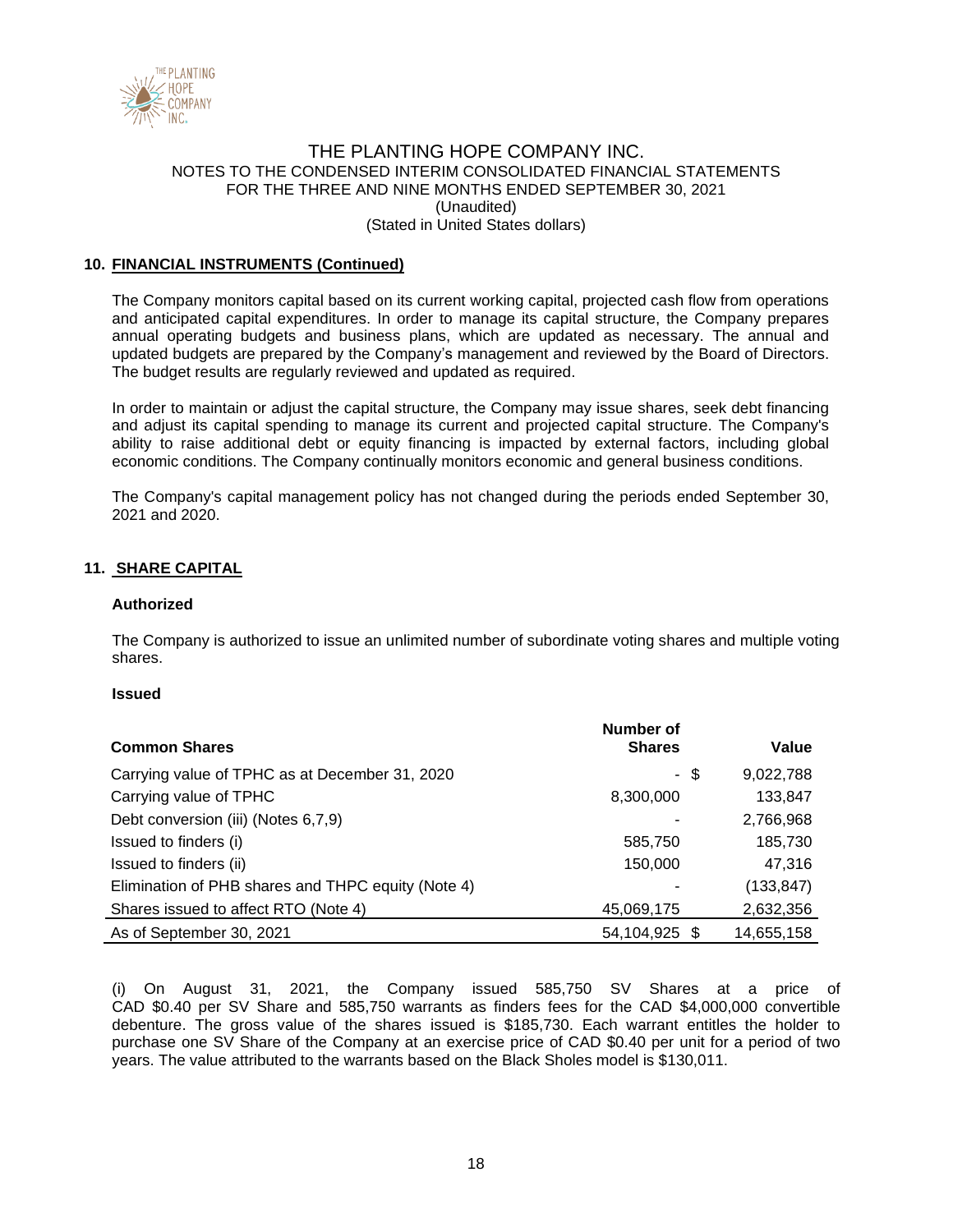## 10. FINANCIAL INSTRUMENTS (Continued)

The Company monitors capital based on its current working capital, projected cash flow from operations and anticipated capital expenditures. In order to manage its capital structure, the Company prepares annual operating budgets and business plans, which are updated as necessary. The annual and updated budgets are prepared by the Company's management and reviewed by the Board of Directors. The budget results are regularly reviewed and updated as required.

In order to maintain or adjust the capital structure, the Company may issue shares, seek debt financing and adjust its capital spending to manage its current and projected capital structure. The Company's ability to raise additional debt or equity financing is impacted by external factors, including global economic conditions. The Company continually monitors economic and general business conditions.

The Company's capital management policy has not changed during the periods ended September 30, 2021 and 2020.

## 11. SHARE CAPITAL

### Authorized

The Company is authorized to issue an unlimited number of subordinate voting shares and multiple voting shares.

### Issued

| Common Shares | Number of Shares | | Value |
|---|---|---|---|
| Carrying value of TPHC as at December 31, 2020 | - | $ | 9,022,788 |
| Carrying value of TPHC | 8,300,000 | | 133,847 |
| Debt conversion (iii) (Notes 6,7,9) | - | | 2,766,968 |
| Issued to finders (i) | 585,750 | | 185,730 |
| Issued to finders (ii) | 150,000 | | 47,316 |
| Elimination of PHB shares and THPC equity (Note 4) | - | | (133,847) |
| Shares issued to affect RTO (Note 4) | 45,069,175 | | 2,632,356 |
| As of September 30, 2021 | 54,104,925 | $ | 14,655,158 |

(i) On August 31, 2021, the Company issued 585,750 SV Shares at a price of CAD $0.40 per SV Share and 585,750 warrants as finders fees for the CAD $4,000,000 convertible debenture. The gross value of the shares issued is $185,730. Each warrant entitles the holder to purchase one SV Share of the Company at an exercise price of CAD $0.40 per unit for a period of two years. The value attributed to the warrants based on the Black Sholes model is $130,011.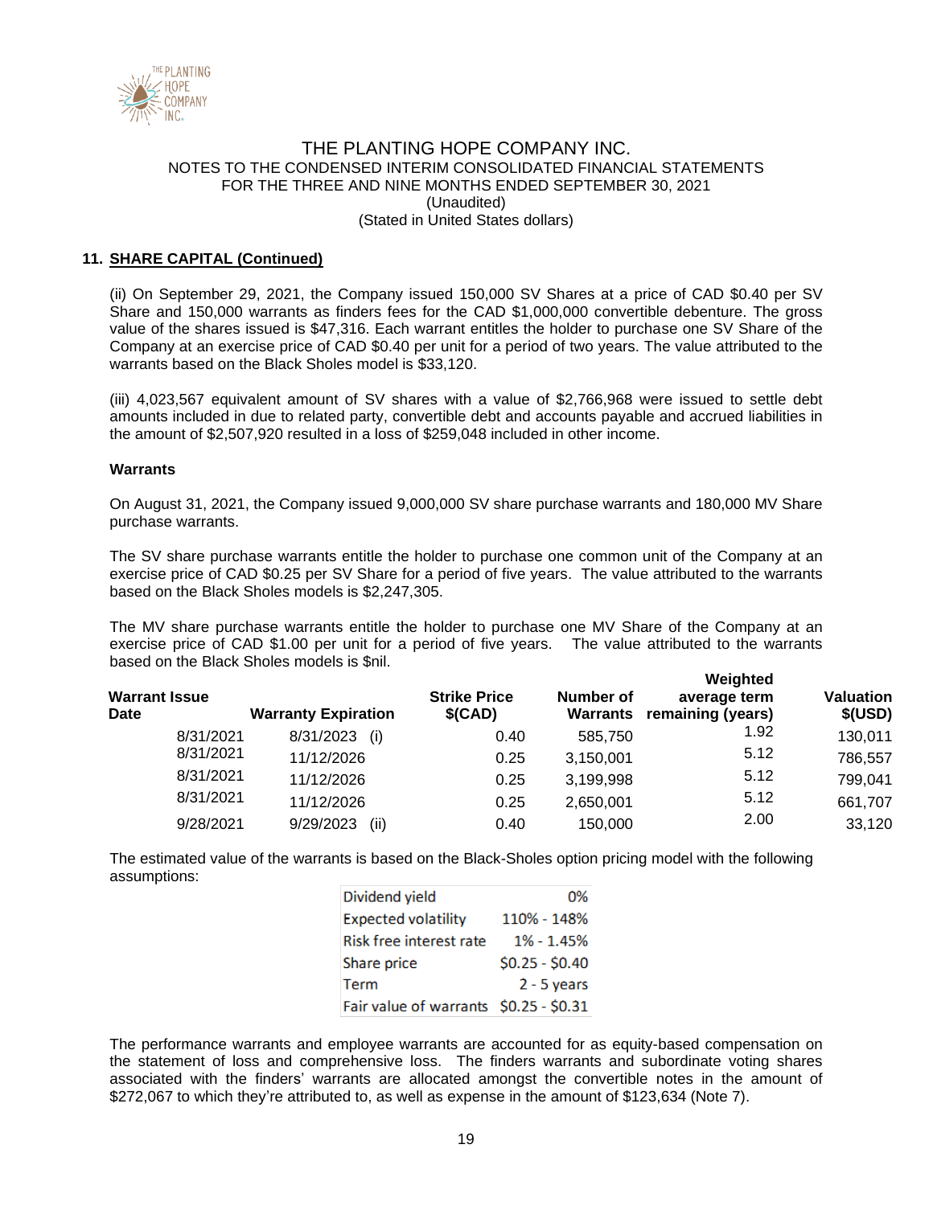## 11. SHARE CAPITAL (Continued)

(ii) On September 29, 2021, the Company issued 150,000 SV Shares at a price of CAD $0.40 per SV Share and 150,000 warrants as finders fees for the CAD $1,000,000 convertible debenture. The gross value of the shares issued is $47,316. Each warrant entitles the holder to purchase one SV Share of the Company at an exercise price of CAD $0.40 per unit for a period of two years. The value attributed to the warrants based on the Black Sholes model is $33,120.

(iii) 4,023,567 equivalent amount of SV shares with a value of $2,766,968 were issued to settle debt amounts included in due to related party, convertible debt and accounts payable and accrued liabilities in the amount of $2,507,920 resulted in a loss of $259,048 included in other income.

### Warrants

On August 31, 2021, the Company issued 9,000,000 SV share purchase warrants and 180,000 MV Share purchase warrants.

The SV share purchase warrants entitle the holder to purchase one common unit of the Company at an exercise price of CAD $0.25 per SV Share for a period of five years. The value attributed to the warrants based on the Black Sholes models is $2,247,305.

The MV share purchase warrants entitle the holder to purchase one MV Share of the Company at an exercise price of CAD $1.00 per unit for a period of five years. The value attributed to the warrants based on the Black Sholes models is $nil.

| Warrant Issue Date | Warranty Expiration | Strike Price $(CAD) | Number of Warrants | Weighted average term remaining (years) | Valuation $(USD) |
|---|---|---|---|---|---|
| 8/31/2021 | 8/31/2023 (i) | 0.40 | 585,750 | 1.92 | 130,011 |
| 8/31/2021 | 11/12/2026 | 0.25 | 3,150,001 | 5.12 | 786,557 |
| 8/31/2021 | 11/12/2026 | 0.25 | 3,199,998 | 5.12 | 799,041 |
| 8/31/2021 | 11/12/2026 | 0.25 | 2,650,001 | 5.12 | 661,707 |
| 9/28/2021 | 9/29/2023 (ii) | 0.40 | 150,000 | 2.00 | 33,120 |

The estimated value of the warrants is based on the Black-Sholes option pricing model with the following assumptions:

| | |
|---|---|
| Dividend yield | 0% |
| Expected volatility | 110% - 148% |
| Risk free interest rate | 1% - 1.45% |
| Share price | $0.25 - $0.40 |
| Term | 2 - 5 years |
| Fair value of warrants | $0.25 - $0.31 |

The performance warrants and employee warrants are accounted for as equity-based compensation on the statement of loss and comprehensive loss. The finders warrants and subordinate voting shares associated with the finders' warrants are allocated amongst the convertible notes in the amount of $272,067 to which they're attributed to, as well as expense in the amount of $123,634 (Note 7).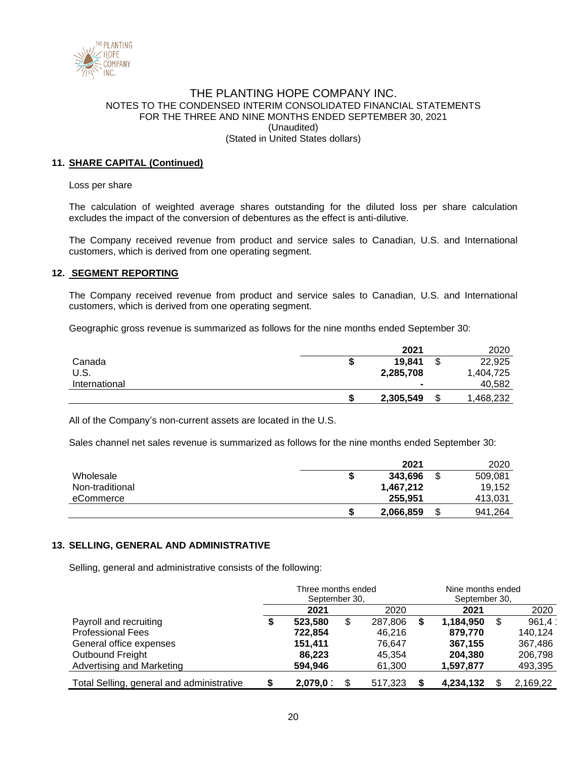THE PLANTING HOPE COMPANY INC.
NOTES TO THE CONDENSED INTERIM CONSOLIDATED FINANCIAL STATEMENTS
FOR THE THREE AND NINE MONTHS ENDED SEPTEMBER 30, 2021
(Unaudited)
(Stated in United States dollars)

## 11. SHARE CAPITAL (Continued)

Loss per share

The calculation of weighted average shares outstanding for the diluted loss per share calculation excludes the impact of the conversion of debentures as the effect is anti-dilutive.

The Company received revenue from product and service sales to Canadian, U.S. and International customers, which is derived from one operating segment.

## 12. SEGMENT REPORTING

The Company received revenue from product and service sales to Canadian, U.S. and International customers, which is derived from one operating segment.

Geographic gross revenue is summarized as follows for the nine months ended September 30:

| | 2021 | 2020 |
|---|---|---|
| Canada | $ 19,841 | $ 22,925 |
| U.S. | 2,285,708 | 1,404,725 |
| International | - | 40,582 |
| | $ 2,305,549 | $ 1,468,232 |

All of the Company's non-current assets are located in the U.S.

Sales channel net sales revenue is summarized as follows for the nine months ended September 30:

| | 2021 | 2020 |
|---|---|---|
| Wholesale | $ 343,696 | $ 509,081 |
| Non-traditional | 1,467,212 | 19,152 |
| eCommerce | 255,951 | 413,031 |
| | $ 2,066,859 | $ 941,264 |

## 13. SELLING, GENERAL AND ADMINISTRATIVE

Selling, general and administrative consists of the following:

| | Three months ended September 30, | | Nine months ended September 30, | |
|---|---|---|---|---|
| | 2021 | 2020 | 2021 | 2020 |
| Payroll and recruiting | $ 523,580 | $ 287,806 | $ 1,184,950 | $ 961,4 |
| Professional Fees | 722,854 | 46,216 | 879,770 | 140,124 |
| General office expenses | 151,411 | 76,647 | 367,155 | 367,486 |
| Outbound Freight | 86,223 | 45,354 | 204,380 | 206,798 |
| Advertising and Marketing | 594,946 | 61,300 | 1,597,877 | 493,395 |
| Total Selling, general and administrative | $ 2,079,0 | $ 517,323 | $ 4,234,132 | $ 2,169,22 |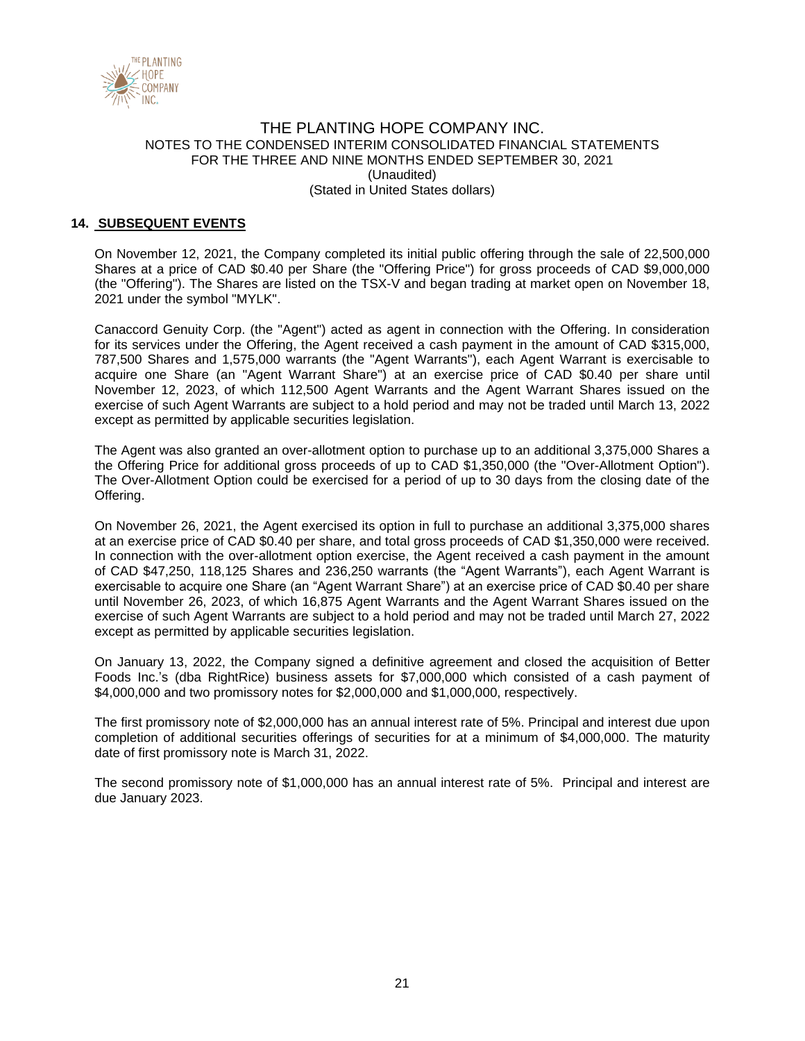# THE PLANTING HOPE COMPANY INC.

NOTES TO THE CONDENSED INTERIM CONSOLIDATED FINANCIAL STATEMENTS
FOR THE THREE AND NINE MONTHS ENDED SEPTEMBER 30, 2021
(Unaudited)
(Stated in United States dollars)

## 14. SUBSEQUENT EVENTS

On November 12, 2021, the Company completed its initial public offering through the sale of 22,500,000 Shares at a price of CAD $0.40 per Share (the "Offering Price") for gross proceeds of CAD $9,000,000 (the "Offering"). The Shares are listed on the TSX-V and began trading at market open on November 18, 2021 under the symbol "MYLK".

Canaccord Genuity Corp. (the "Agent") acted as agent in connection with the Offering. In consideration for its services under the Offering, the Agent received a cash payment in the amount of CAD $315,000, 787,500 Shares and 1,575,000 warrants (the "Agent Warrants"), each Agent Warrant is exercisable to acquire one Share (an "Agent Warrant Share") at an exercise price of CAD $0.40 per share until November 12, 2023, of which 112,500 Agent Warrants and the Agent Warrant Shares issued on the exercise of such Agent Warrants are subject to a hold period and may not be traded until March 13, 2022 except as permitted by applicable securities legislation.

The Agent was also granted an over-allotment option to purchase up to an additional 3,375,000 Shares a the Offering Price for additional gross proceeds of up to CAD $1,350,000 (the "Over-Allotment Option"). The Over-Allotment Option could be exercised for a period of up to 30 days from the closing date of the Offering.

On November 26, 2021, the Agent exercised its option in full to purchase an additional 3,375,000 shares at an exercise price of CAD $0.40 per share, and total gross proceeds of CAD $1,350,000 were received. In connection with the over-allotment option exercise, the Agent received a cash payment in the amount of CAD $47,250, 118,125 Shares and 236,250 warrants (the "Agent Warrants"), each Agent Warrant is exercisable to acquire one Share (an "Agent Warrant Share") at an exercise price of CAD $0.40 per share until November 26, 2023, of which 16,875 Agent Warrants and the Agent Warrant Shares issued on the exercise of such Agent Warrants are subject to a hold period and may not be traded until March 27, 2022 except as permitted by applicable securities legislation.

On January 13, 2022, the Company signed a definitive agreement and closed the acquisition of Better Foods Inc.'s (dba RightRice) business assets for $7,000,000 which consisted of a cash payment of $4,000,000 and two promissory notes for $2,000,000 and $1,000,000, respectively.

The first promissory note of $2,000,000 has an annual interest rate of 5%. Principal and interest due upon completion of additional securities offerings of securities for at a minimum of $4,000,000. The maturity date of first promissory note is March 31, 2022.

The second promissory note of $1,000,000 has an annual interest rate of 5%. Principal and interest are due January 2023.